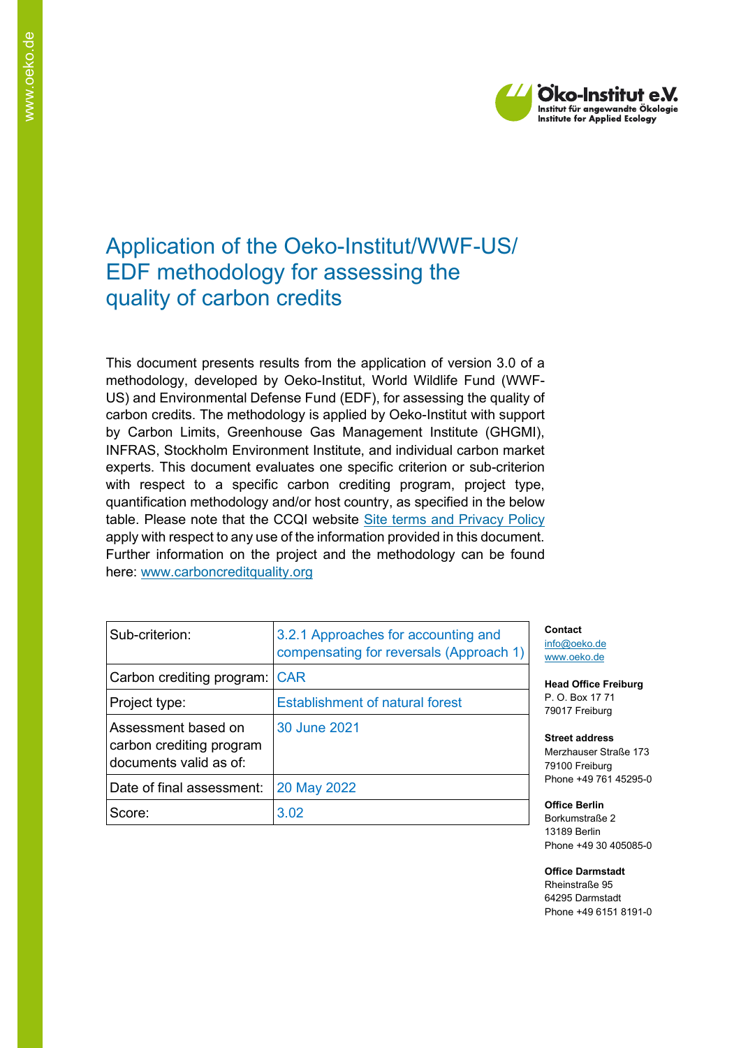Öko-Institut e.V.
Institut für angewandte Ökologie
Institute for Applied Ecology

# Application of the Oeko-Institut/WWF-US/ EDF methodology for assessing the quality of carbon credits

This document presents results from the application of version 3.0 of a methodology, developed by Oeko-Institut, World Wildlife Fund (WWF-US) and Environmental Defense Fund (EDF), for assessing the quality of carbon credits. The methodology is applied by Oeko-Institut with support by Carbon Limits, Greenhouse Gas Management Institute (GHGMI), INFRAS, Stockholm Environment Institute, and individual carbon market experts. This document evaluates one specific criterion or sub-criterion with respect to a specific carbon crediting program, project type, quantification methodology and/or host country, as specified in the below table. Please note that the CCQI website Site terms and Privacy Policy apply with respect to any use of the information provided in this document. Further information on the project and the methodology can be found here: www.carboncreditquality.org

| | |
|---|---|
| Sub-criterion: | 3.2.1 Approaches for accounting and compensating for reversals (Approach 1) |
| Carbon crediting program: | CAR |
| Project type: | Establishment of natural forest |
| Assessment based on carbon crediting program documents valid as of: | 30 June 2021 |
| Date of final assessment: | 20 May 2022 |
| Score: | 3.02 |

**Contact**
info@oeko.de
www.oeko.de

**Head Office Freiburg**
P. O. Box 17 71
79017 Freiburg

**Street address**
Merzhauser Straße 173
79100 Freiburg
Phone +49 761 45295-0

**Office Berlin**
Borkumstraße 2
13189 Berlin
Phone +49 30 405085-0

**Office Darmstadt**
Rheinstraße 95
64295 Darmstadt
Phone +49 6151 8191-0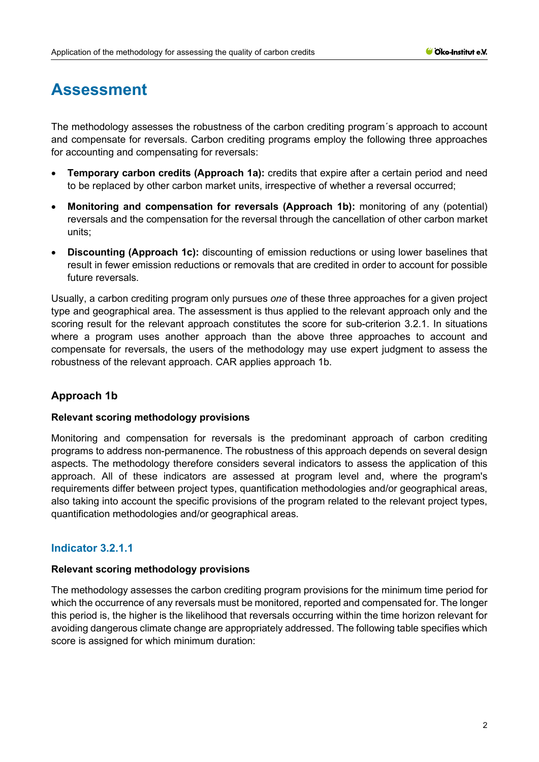# Assessment

The methodology assesses the robustness of the carbon crediting program´s approach to account and compensate for reversals. Carbon crediting programs employ the following three approaches for accounting and compensating for reversals:

- **Temporary carbon credits (Approach 1a):** credits that expire after a certain period and need to be replaced by other carbon market units, irrespective of whether a reversal occurred;
- **Monitoring and compensation for reversals (Approach 1b):** monitoring of any (potential) reversals and the compensation for the reversal through the cancellation of other carbon market units;
- **Discounting (Approach 1c):** discounting of emission reductions or using lower baselines that result in fewer emission reductions or removals that are credited in order to account for possible future reversals.

Usually, a carbon crediting program only pursues *one* of these three approaches for a given project type and geographical area. The assessment is thus applied to the relevant approach only and the scoring result for the relevant approach constitutes the score for sub-criterion 3.2.1. In situations where a program uses another approach than the above three approaches to account and compensate for reversals, the users of the methodology may use expert judgment to assess the robustness of the relevant approach. CAR applies approach 1b.

### Approach 1b

**Relevant scoring methodology provisions**

Monitoring and compensation for reversals is the predominant approach of carbon crediting programs to address non-permanence. The robustness of this approach depends on several design aspects. The methodology therefore considers several indicators to assess the application of this approach. All of these indicators are assessed at program level and, where the program's requirements differ between project types, quantification methodologies and/or geographical areas, also taking into account the specific provisions of the program related to the relevant project types, quantification methodologies and/or geographical areas.

## Indicator 3.2.1.1

**Relevant scoring methodology provisions**

The methodology assesses the carbon crediting program provisions for the minimum time period for which the occurrence of any reversals must be monitored, reported and compensated for. The longer this period is, the higher is the likelihood that reversals occurring within the time horizon relevant for avoiding dangerous climate change are appropriately addressed. The following table specifies which score is assigned for which minimum duration: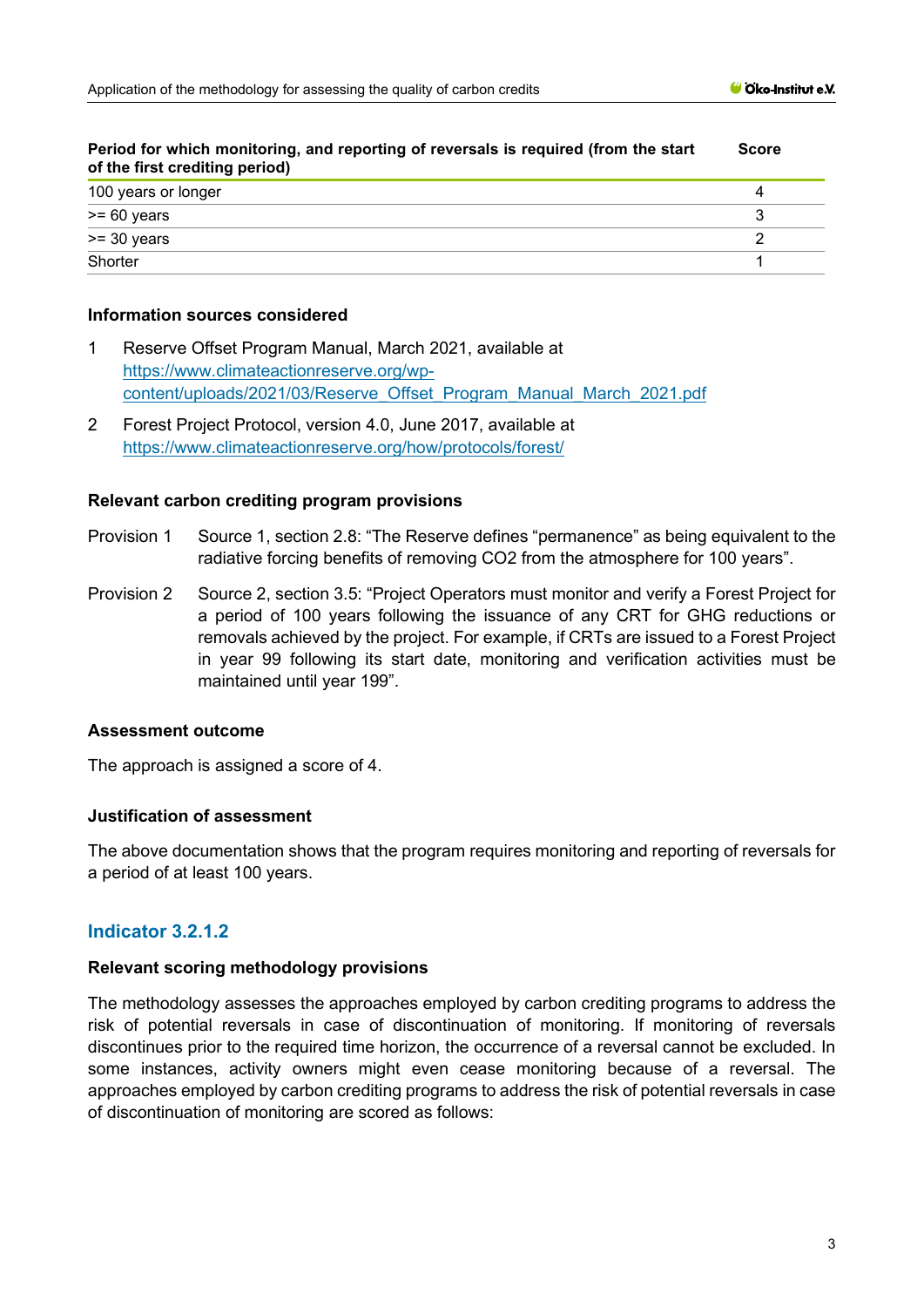| Period for which monitoring, and reporting of reversals is required (from the start of the first crediting period) | Score |
|---|---|
| 100 years or longer | 4 |
| >= 60 years | 3 |
| >= 30 years | 2 |
| Shorter | 1 |

**Information sources considered**

1. Reserve Offset Program Manual, March 2021, available at https://www.climateactionreserve.org/wp-content/uploads/2021/03/Reserve_Offset_Program_Manual_March_2021.pdf
2. Forest Project Protocol, version 4.0, June 2017, available at https://www.climateactionreserve.org/how/protocols/forest/

**Relevant carbon crediting program provisions**

Provision 1 Source 1, section 2.8: "The Reserve defines "permanence" as being equivalent to the radiative forcing benefits of removing CO2 from the atmosphere for 100 years".

Provision 2 Source 2, section 3.5: "Project Operators must monitor and verify a Forest Project for a period of 100 years following the issuance of any CRT for GHG reductions or removals achieved by the project. For example, if CRTs are issued to a Forest Project in year 99 following its start date, monitoring and verification activities must be maintained until year 199".

**Assessment outcome**

The approach is assigned a score of 4.

**Justification of assessment**

The above documentation shows that the program requires monitoring and reporting of reversals for a period of at least 100 years.

## Indicator 3.2.1.2

**Relevant scoring methodology provisions**

The methodology assesses the approaches employed by carbon crediting programs to address the risk of potential reversals in case of discontinuation of monitoring. If monitoring of reversals discontinues prior to the required time horizon, the occurrence of a reversal cannot be excluded. In some instances, activity owners might even cease monitoring because of a reversal. The approaches employed by carbon crediting programs to address the risk of potential reversals in case of discontinuation of monitoring are scored as follows: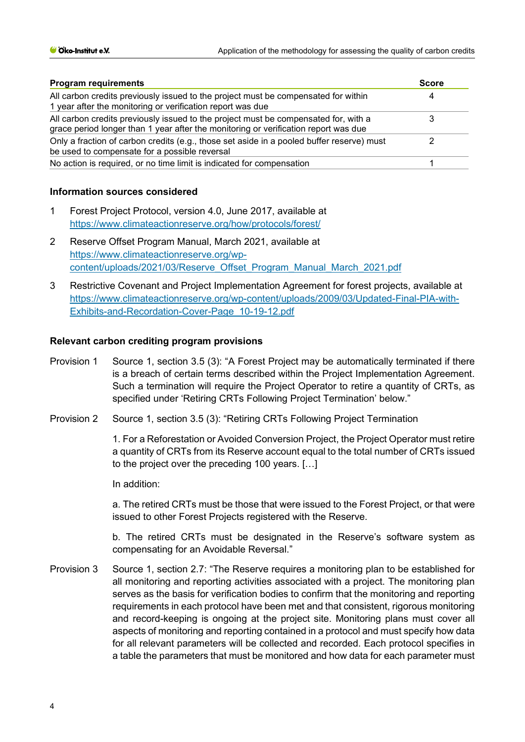| Program requirements | Score |
|---|---|
| All carbon credits previously issued to the project must be compensated for within 1 year after the monitoring or verification report was due | 4 |
| All carbon credits previously issued to the project must be compensated for, with a grace period longer than 1 year after the monitoring or verification report was due | 3 |
| Only a fraction of carbon credits (e.g., those set aside in a pooled buffer reserve) must be used to compensate for a possible reversal | 2 |
| No action is required, or no time limit is indicated for compensation | 1 |

### Information sources considered

1. Forest Project Protocol, version 4.0, June 2017, available at https://www.climateactionreserve.org/how/protocols/forest/
2. Reserve Offset Program Manual, March 2021, available at https://www.climateactionreserve.org/wp-content/uploads/2021/03/Reserve_Offset_Program_Manual_March_2021.pdf
3. Restrictive Covenant and Project Implementation Agreement for forest projects, available at https://www.climateactionreserve.org/wp-content/uploads/2009/03/Updated-Final-PIA-with-Exhibits-and-Recordation-Cover-Page_10-19-12.pdf

### Relevant carbon crediting program provisions

Provision 1 Source 1, section 3.5 (3): "A Forest Project may be automatically terminated if there is a breach of certain terms described within the Project Implementation Agreement. Such a termination will require the Project Operator to retire a quantity of CRTs, as specified under 'Retiring CRTs Following Project Termination' below."

Provision 2 Source 1, section 3.5 (3): "Retiring CRTs Following Project Termination

1. For a Reforestation or Avoided Conversion Project, the Project Operator must retire a quantity of CRTs from its Reserve account equal to the total number of CRTs issued to the project over the preceding 100 years. […]

In addition:

a. The retired CRTs must be those that were issued to the Forest Project, or that were issued to other Forest Projects registered with the Reserve.

b. The retired CRTs must be designated in the Reserve's software system as compensating for an Avoidable Reversal."

Provision 3 Source 1, section 2.7: "The Reserve requires a monitoring plan to be established for all monitoring and reporting activities associated with a project. The monitoring plan serves as the basis for verification bodies to confirm that the monitoring and reporting requirements in each protocol have been met and that consistent, rigorous monitoring and record-keeping is ongoing at the project site. Monitoring plans must cover all aspects of monitoring and reporting contained in a protocol and must specify how data for all relevant parameters will be collected and recorded. Each protocol specifies in a table the parameters that must be monitored and how data for each parameter must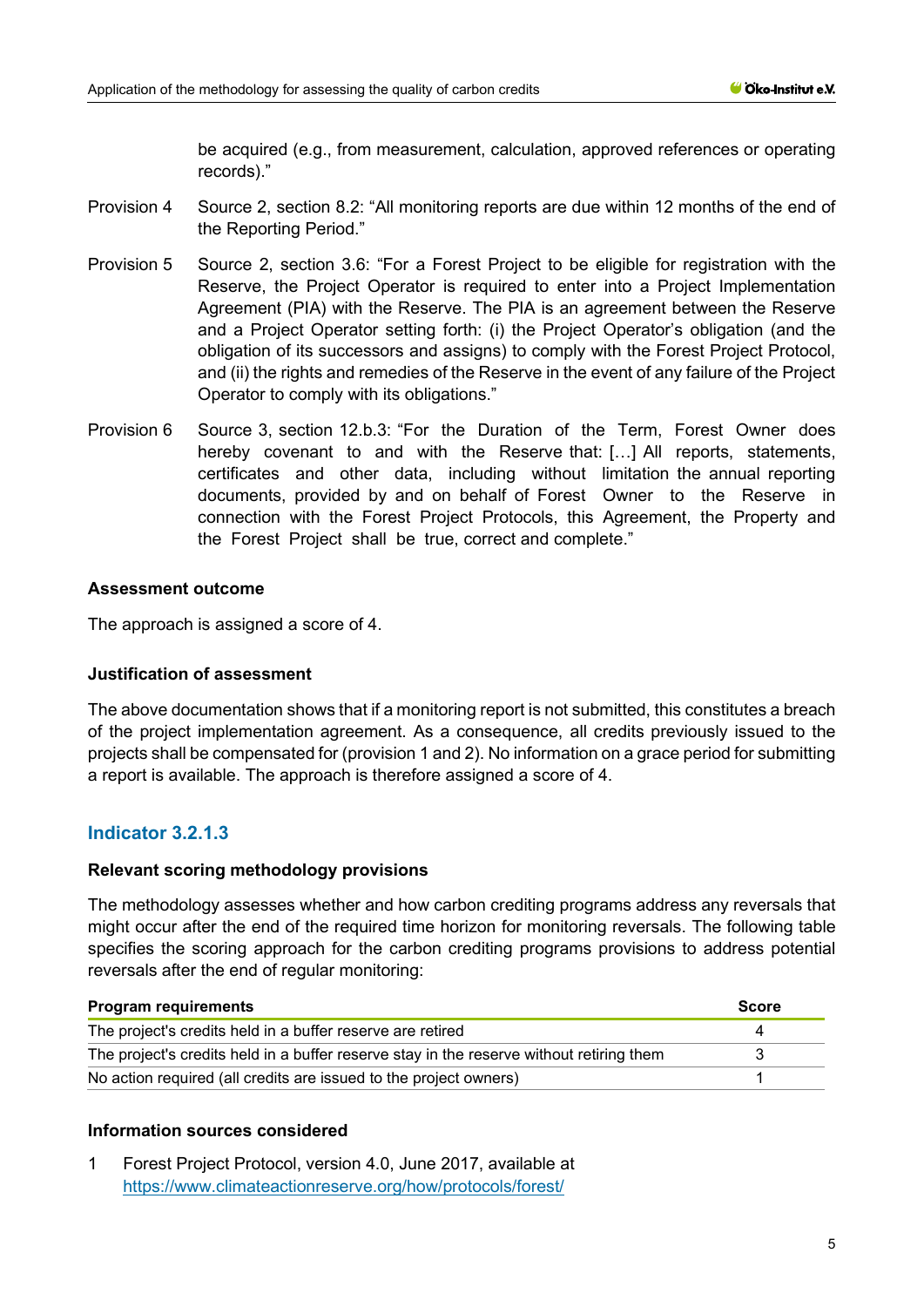be acquired (e.g., from measurement, calculation, approved references or operating records)."

Provision 4 Source 2, section 8.2: "All monitoring reports are due within 12 months of the end of the Reporting Period."

Provision 5 Source 2, section 3.6: "For a Forest Project to be eligible for registration with the Reserve, the Project Operator is required to enter into a Project Implementation Agreement (PIA) with the Reserve. The PIA is an agreement between the Reserve and a Project Operator setting forth: (i) the Project Operator's obligation (and the obligation of its successors and assigns) to comply with the Forest Project Protocol, and (ii) the rights and remedies of the Reserve in the event of any failure of the Project Operator to comply with its obligations."

Provision 6 Source 3, section 12.b.3: "For the Duration of the Term, Forest Owner does hereby covenant to and with the Reserve that: […] All reports, statements, certificates and other data, including without limitation the annual reporting documents, provided by and on behalf of Forest Owner to the Reserve in connection with the Forest Project Protocols, this Agreement, the Property and the Forest Project shall be true, correct and complete."

**Assessment outcome**

The approach is assigned a score of 4.

**Justification of assessment**

The above documentation shows that if a monitoring report is not submitted, this constitutes a breach of the project implementation agreement. As a consequence, all credits previously issued to the projects shall be compensated for (provision 1 and 2). No information on a grace period for submitting a report is available. The approach is therefore assigned a score of 4.

## Indicator 3.2.1.3

**Relevant scoring methodology provisions**

The methodology assesses whether and how carbon crediting programs address any reversals that might occur after the end of the required time horizon for monitoring reversals. The following table specifies the scoring approach for the carbon crediting programs provisions to address potential reversals after the end of regular monitoring:

| Program requirements | Score |
|---|---|
| The project's credits held in a buffer reserve are retired | 4 |
| The project's credits held in a buffer reserve stay in the reserve without retiring them | 3 |
| No action required (all credits are issued to the project owners) | 1 |

**Information sources considered**

1 Forest Project Protocol, version 4.0, June 2017, available at https://www.climateactionreserve.org/how/protocols/forest/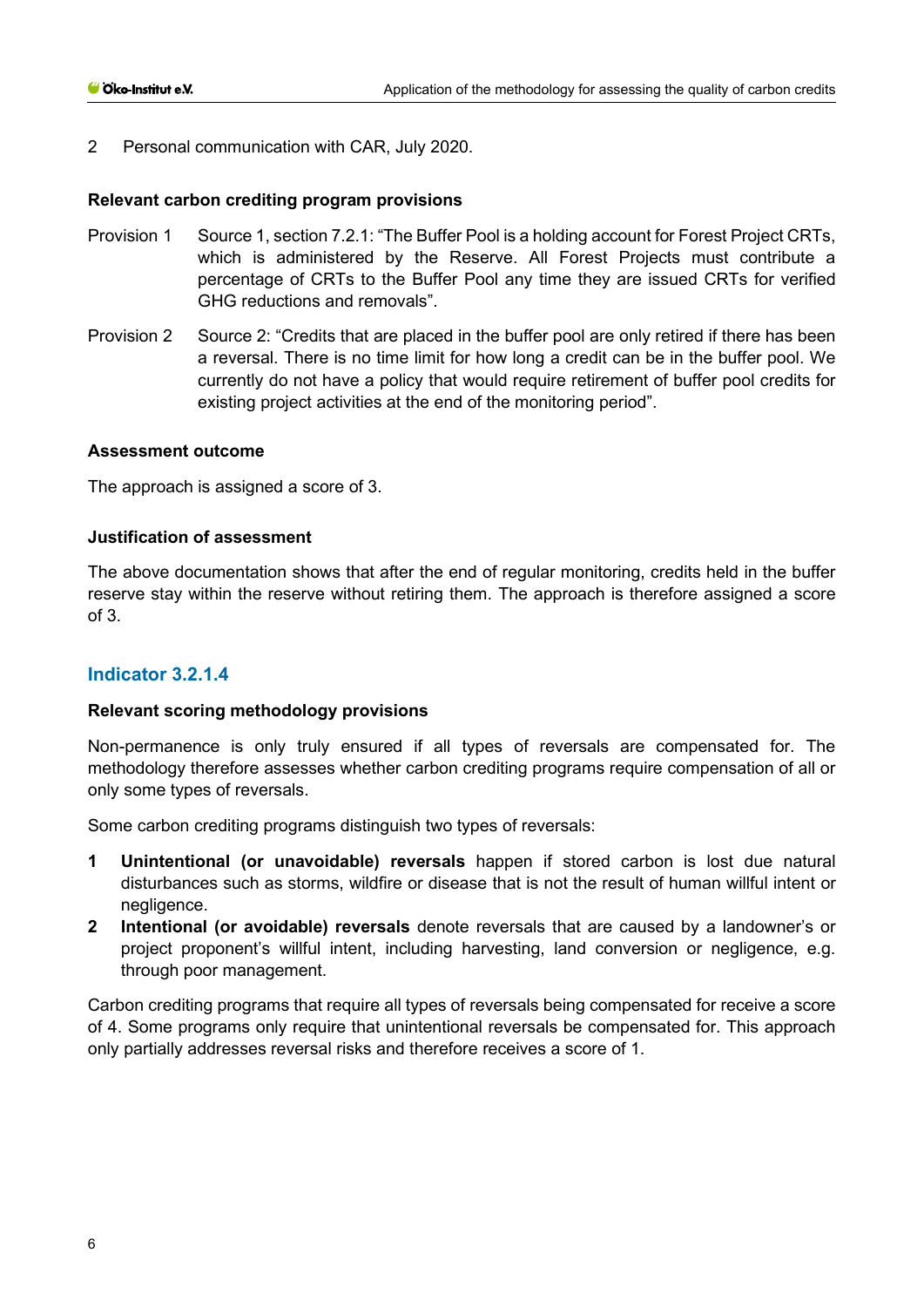2 Personal communication with CAR, July 2020.

**Relevant carbon crediting program provisions**

Provision 1 Source 1, section 7.2.1: "The Buffer Pool is a holding account for Forest Project CRTs, which is administered by the Reserve. All Forest Projects must contribute a percentage of CRTs to the Buffer Pool any time they are issued CRTs for verified GHG reductions and removals".

Provision 2 Source 2: "Credits that are placed in the buffer pool are only retired if there has been a reversal. There is no time limit for how long a credit can be in the buffer pool. We currently do not have a policy that would require retirement of buffer pool credits for existing project activities at the end of the monitoring period".

**Assessment outcome**

The approach is assigned a score of 3.

**Justification of assessment**

The above documentation shows that after the end of regular monitoring, credits held in the buffer reserve stay within the reserve without retiring them. The approach is therefore assigned a score of 3.

### Indicator 3.2.1.4

**Relevant scoring methodology provisions**

Non-permanence is only truly ensured if all types of reversals are compensated for. The methodology therefore assesses whether carbon crediting programs require compensation of all or only some types of reversals.

Some carbon crediting programs distinguish two types of reversals:

1. **Unintentional (or unavoidable) reversals** happen if stored carbon is lost due natural disturbances such as storms, wildfire or disease that is not the result of human willful intent or negligence.
2. **Intentional (or avoidable) reversals** denote reversals that are caused by a landowner's or project proponent's willful intent, including harvesting, land conversion or negligence, e.g. through poor management.

Carbon crediting programs that require all types of reversals being compensated for receive a score of 4. Some programs only require that unintentional reversals be compensated for. This approach only partially addresses reversal risks and therefore receives a score of 1.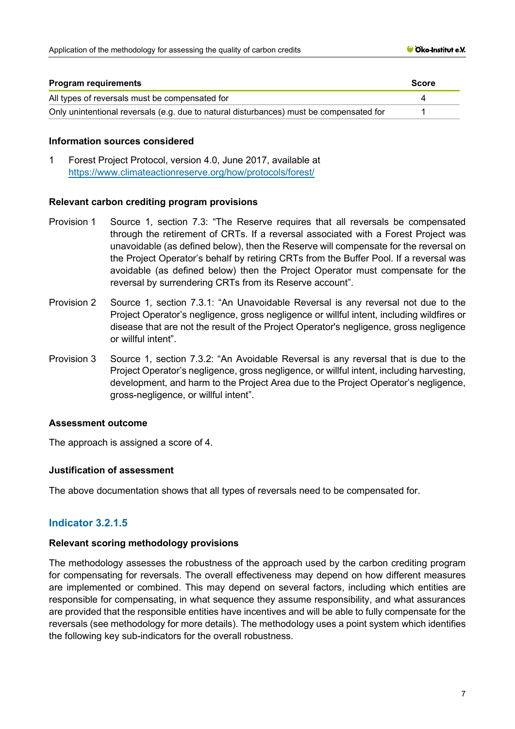| Program requirements | Score |
|---|---|
| All types of reversals must be compensated for | 4 |
| Only unintentional reversals (e.g. due to natural disturbances) must be compensated for | 1 |

**Information sources considered**

1 Forest Project Protocol, version 4.0, June 2017, available at https://www.climateactionreserve.org/how/protocols/forest/

**Relevant carbon crediting program provisions**

Provision 1 Source 1, section 7.3: "The Reserve requires that all reversals be compensated through the retirement of CRTs. If a reversal associated with a Forest Project was unavoidable (as defined below), then the Reserve will compensate for the reversal on the Project Operator's behalf by retiring CRTs from the Buffer Pool. If a reversal was avoidable (as defined below) then the Project Operator must compensate for the reversal by surrendering CRTs from its Reserve account".

Provision 2 Source 1, section 7.3.1: "An Unavoidable Reversal is any reversal not due to the Project Operator's negligence, gross negligence or willful intent, including wildfires or disease that are not the result of the Project Operator's negligence, gross negligence or willful intent".

Provision 3 Source 1, section 7.3.2: "An Avoidable Reversal is any reversal that is due to the Project Operator's negligence, gross negligence, or willful intent, including harvesting, development, and harm to the Project Area due to the Project Operator's negligence, gross-negligence, or willful intent".

**Assessment outcome**

The approach is assigned a score of 4.

**Justification of assessment**

The above documentation shows that all types of reversals need to be compensated for.

## Indicator 3.2.1.5

**Relevant scoring methodology provisions**

The methodology assesses the robustness of the approach used by the carbon crediting program for compensating for reversals. The overall effectiveness may depend on how different measures are implemented or combined. This may depend on several factors, including which entities are responsible for compensating, in what sequence they assume responsibility, and what assurances are provided that the responsible entities have incentives and will be able to fully compensate for the reversals (see methodology for more details). The methodology uses a point system which identifies the following key sub-indicators for the overall robustness.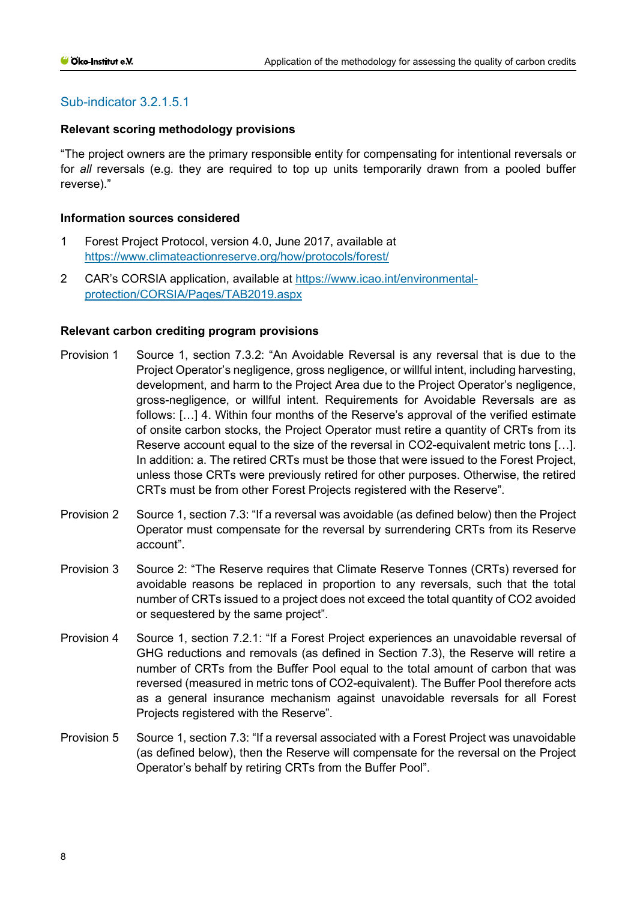### Sub-indicator 3.2.1.5.1

**Relevant scoring methodology provisions**

"The project owners are the primary responsible entity for compensating for intentional reversals or for *all* reversals (e.g. they are required to top up units temporarily drawn from a pooled buffer reverse)."

**Information sources considered**

1. Forest Project Protocol, version 4.0, June 2017, available at https://www.climateactionreserve.org/how/protocols/forest/
2. CAR's CORSIA application, available at https://www.icao.int/environmental-protection/CORSIA/Pages/TAB2019.aspx

**Relevant carbon crediting program provisions**

Provision 1 Source 1, section 7.3.2: "An Avoidable Reversal is any reversal that is due to the Project Operator's negligence, gross negligence, or willful intent, including harvesting, development, and harm to the Project Area due to the Project Operator's negligence, gross-negligence, or willful intent. Requirements for Avoidable Reversals are as follows: […] 4. Within four months of the Reserve's approval of the verified estimate of onsite carbon stocks, the Project Operator must retire a quantity of CRTs from its Reserve account equal to the size of the reversal in CO2-equivalent metric tons […]. In addition: a. The retired CRTs must be those that were issued to the Forest Project, unless those CRTs were previously retired for other purposes. Otherwise, the retired CRTs must be from other Forest Projects registered with the Reserve".

Provision 2 Source 1, section 7.3: "If a reversal was avoidable (as defined below) then the Project Operator must compensate for the reversal by surrendering CRTs from its Reserve account".

Provision 3 Source 2: "The Reserve requires that Climate Reserve Tonnes (CRTs) reversed for avoidable reasons be replaced in proportion to any reversals, such that the total number of CRTs issued to a project does not exceed the total quantity of CO2 avoided or sequestered by the same project".

Provision 4 Source 1, section 7.2.1: "If a Forest Project experiences an unavoidable reversal of GHG reductions and removals (as defined in Section 7.3), the Reserve will retire a number of CRTs from the Buffer Pool equal to the total amount of carbon that was reversed (measured in metric tons of CO2-equivalent). The Buffer Pool therefore acts as a general insurance mechanism against unavoidable reversals for all Forest Projects registered with the Reserve".

Provision 5 Source 1, section 7.3: "If a reversal associated with a Forest Project was unavoidable (as defined below), then the Reserve will compensate for the reversal on the Project Operator's behalf by retiring CRTs from the Buffer Pool".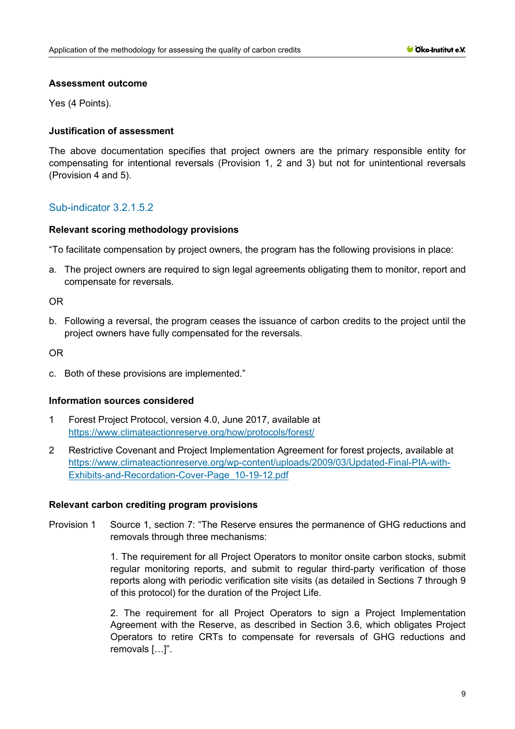**Assessment outcome**

Yes (4 Points).

**Justification of assessment**

The above documentation specifies that project owners are the primary responsible entity for compensating for intentional reversals (Provision 1, 2 and 3) but not for unintentional reversals (Provision 4 and 5).

## Sub-indicator 3.2.1.5.2

**Relevant scoring methodology provisions**

"To facilitate compensation by project owners, the program has the following provisions in place:

a. The project owners are required to sign legal agreements obligating them to monitor, report and compensate for reversals.

OR

b. Following a reversal, the program ceases the issuance of carbon credits to the project until the project owners have fully compensated for the reversals.

OR

c. Both of these provisions are implemented."

**Information sources considered**

1 Forest Project Protocol, version 4.0, June 2017, available at https://www.climateactionreserve.org/how/protocols/forest/

2 Restrictive Covenant and Project Implementation Agreement for forest projects, available at https://www.climateactionreserve.org/wp-content/uploads/2009/03/Updated-Final-PIA-with-Exhibits-and-Recordation-Cover-Page_10-19-12.pdf

**Relevant carbon crediting program provisions**

Provision 1 Source 1, section 7: "The Reserve ensures the permanence of GHG reductions and removals through three mechanisms:

1. The requirement for all Project Operators to monitor onsite carbon stocks, submit regular monitoring reports, and submit to regular third-party verification of those reports along with periodic verification site visits (as detailed in Sections 7 through 9 of this protocol) for the duration of the Project Life.

2. The requirement for all Project Operators to sign a Project Implementation Agreement with the Reserve, as described in Section 3.6, which obligates Project Operators to retire CRTs to compensate for reversals of GHG reductions and removals […]".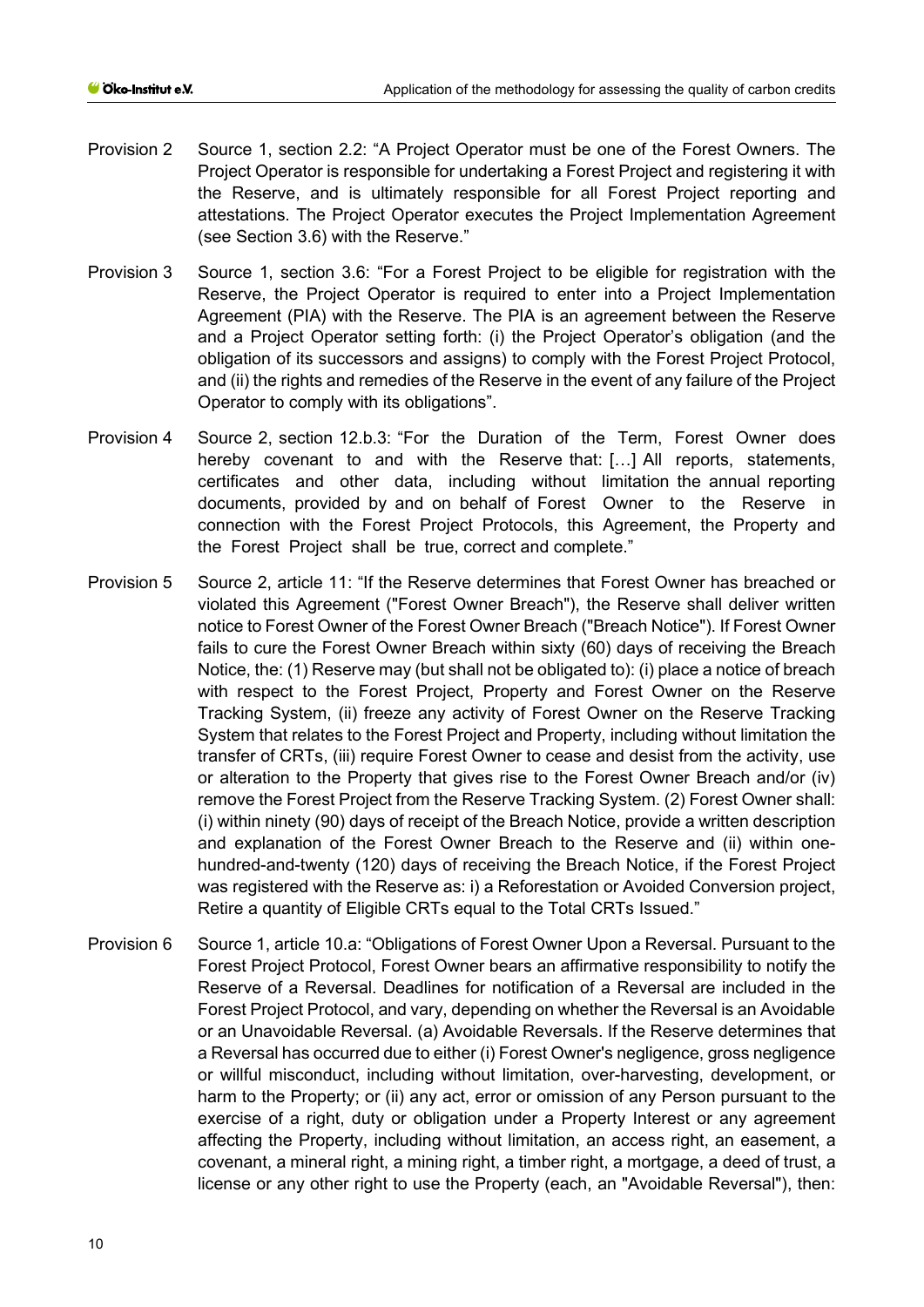Provision 2 Source 1, section 2.2: "A Project Operator must be one of the Forest Owners. The Project Operator is responsible for undertaking a Forest Project and registering it with the Reserve, and is ultimately responsible for all Forest Project reporting and attestations. The Project Operator executes the Project Implementation Agreement (see Section 3.6) with the Reserve."

Provision 3 Source 1, section 3.6: "For a Forest Project to be eligible for registration with the Reserve, the Project Operator is required to enter into a Project Implementation Agreement (PIA) with the Reserve. The PIA is an agreement between the Reserve and a Project Operator setting forth: (i) the Project Operator's obligation (and the obligation of its successors and assigns) to comply with the Forest Project Protocol, and (ii) the rights and remedies of the Reserve in the event of any failure of the Project Operator to comply with its obligations".

Provision 4 Source 2, section 12.b.3: "For the Duration of the Term, Forest Owner does hereby covenant to and with the Reserve that: […] All reports, statements, certificates and other data, including without limitation the annual reporting documents, provided by and on behalf of Forest Owner to the Reserve in connection with the Forest Project Protocols, this Agreement, the Property and the Forest Project shall be true, correct and complete."

Provision 5 Source 2, article 11: "If the Reserve determines that Forest Owner has breached or violated this Agreement ("Forest Owner Breach"), the Reserve shall deliver written notice to Forest Owner of the Forest Owner Breach ("Breach Notice"). If Forest Owner fails to cure the Forest Owner Breach within sixty (60) days of receiving the Breach Notice, the: (1) Reserve may (but shall not be obligated to): (i) place a notice of breach with respect to the Forest Project, Property and Forest Owner on the Reserve Tracking System, (ii) freeze any activity of Forest Owner on the Reserve Tracking System that relates to the Forest Project and Property, including without limitation the transfer of CRTs, (iii) require Forest Owner to cease and desist from the activity, use or alteration to the Property that gives rise to the Forest Owner Breach and/or (iv) remove the Forest Project from the Reserve Tracking System. (2) Forest Owner shall: (i) within ninety (90) days of receipt of the Breach Notice, provide a written description and explanation of the Forest Owner Breach to the Reserve and (ii) within one-hundred-and-twenty (120) days of receiving the Breach Notice, if the Forest Project was registered with the Reserve as: i) a Reforestation or Avoided Conversion project, Retire a quantity of Eligible CRTs equal to the Total CRTs Issued."

Provision 6 Source 1, article 10.a: "Obligations of Forest Owner Upon a Reversal. Pursuant to the Forest Project Protocol, Forest Owner bears an affirmative responsibility to notify the Reserve of a Reversal. Deadlines for notification of a Reversal are included in the Forest Project Protocol, and vary, depending on whether the Reversal is an Avoidable or an Unavoidable Reversal. (a) Avoidable Reversals. If the Reserve determines that a Reversal has occurred due to either (i) Forest Owner's negligence, gross negligence or willful misconduct, including without limitation, over-harvesting, development, or harm to the Property; or (ii) any act, error or omission of any Person pursuant to the exercise of a right, duty or obligation under a Property Interest or any agreement affecting the Property, including without limitation, an access right, an easement, a covenant, a mineral right, a mining right, a timber right, a mortgage, a deed of trust, a license or any other right to use the Property (each, an "Avoidable Reversal"), then: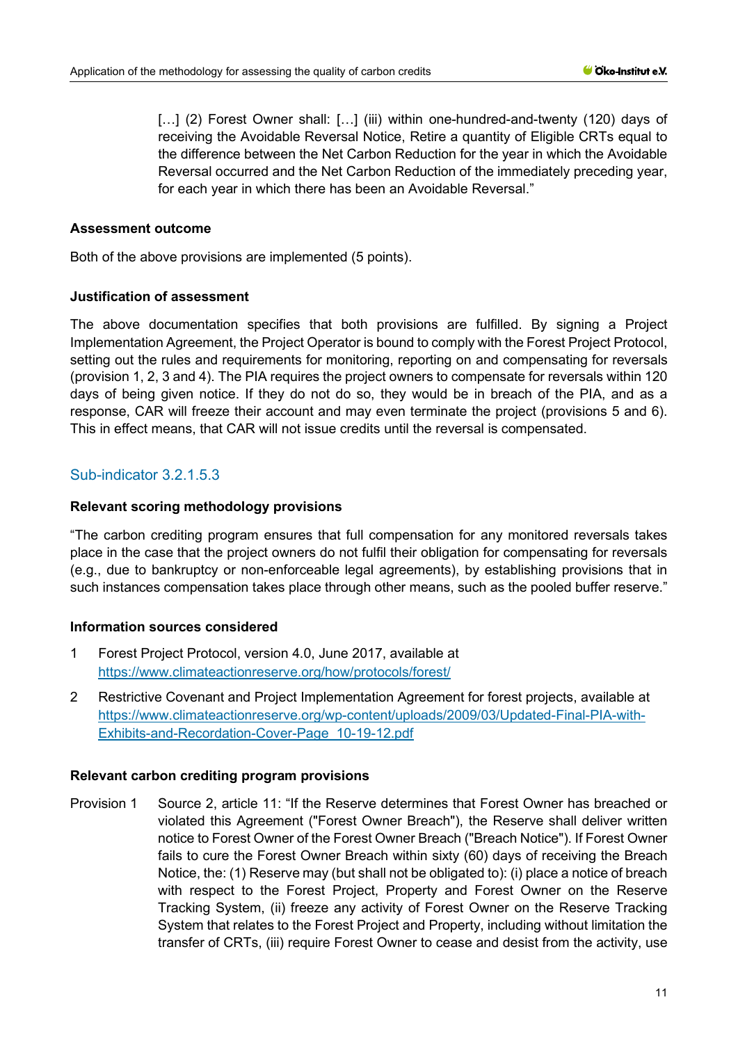[…] (2) Forest Owner shall: […] (iii) within one-hundred-and-twenty (120) days of receiving the Avoidable Reversal Notice, Retire a quantity of Eligible CRTs equal to the difference between the Net Carbon Reduction for the year in which the Avoidable Reversal occurred and the Net Carbon Reduction of the immediately preceding year, for each year in which there has been an Avoidable Reversal."

**Assessment outcome**

Both of the above provisions are implemented (5 points).

**Justification of assessment**

The above documentation specifies that both provisions are fulfilled. By signing a Project Implementation Agreement, the Project Operator is bound to comply with the Forest Project Protocol, setting out the rules and requirements for monitoring, reporting on and compensating for reversals (provision 1, 2, 3 and 4). The PIA requires the project owners to compensate for reversals within 120 days of being given notice. If they do not do so, they would be in breach of the PIA, and as a response, CAR will freeze their account and may even terminate the project (provisions 5 and 6). This in effect means, that CAR will not issue credits until the reversal is compensated.

## Sub-indicator 3.2.1.5.3

**Relevant scoring methodology provisions**

"The carbon crediting program ensures that full compensation for any monitored reversals takes place in the case that the project owners do not fulfil their obligation for compensating for reversals (e.g., due to bankruptcy or non-enforceable legal agreements), by establishing provisions that in such instances compensation takes place through other means, such as the pooled buffer reserve."

**Information sources considered**

1. Forest Project Protocol, version 4.0, June 2017, available at https://www.climateactionreserve.org/how/protocols/forest/
2. Restrictive Covenant and Project Implementation Agreement for forest projects, available at https://www.climateactionreserve.org/wp-content/uploads/2009/03/Updated-Final-PIA-with-Exhibits-and-Recordation-Cover-Page_10-19-12.pdf

**Relevant carbon crediting program provisions**

Provision 1 Source 2, article 11: "If the Reserve determines that Forest Owner has breached or violated this Agreement ("Forest Owner Breach"), the Reserve shall deliver written notice to Forest Owner of the Forest Owner Breach ("Breach Notice"). If Forest Owner fails to cure the Forest Owner Breach within sixty (60) days of receiving the Breach Notice, the: (1) Reserve may (but shall not be obligated to): (i) place a notice of breach with respect to the Forest Project, Property and Forest Owner on the Reserve Tracking System, (ii) freeze any activity of Forest Owner on the Reserve Tracking System that relates to the Forest Project and Property, including without limitation the transfer of CRTs, (iii) require Forest Owner to cease and desist from the activity, use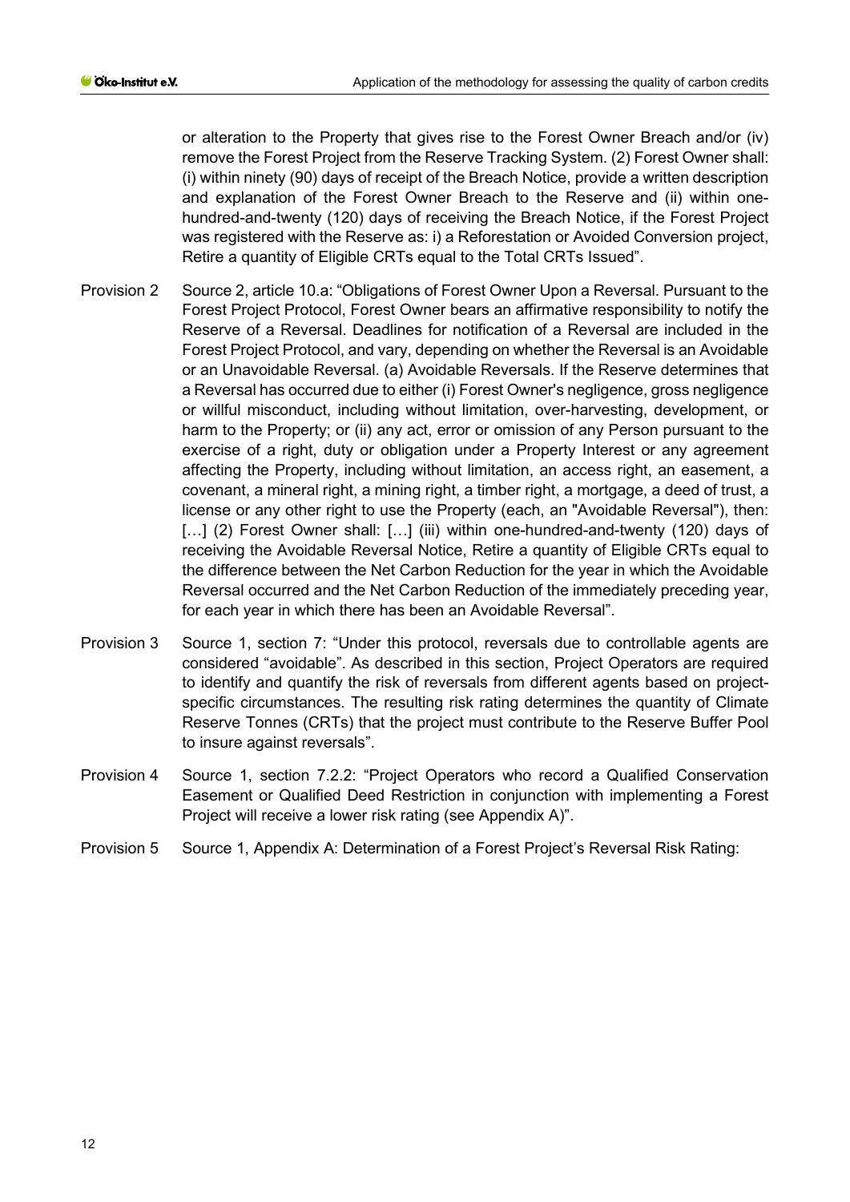or alteration to the Property that gives rise to the Forest Owner Breach and/or (iv) remove the Forest Project from the Reserve Tracking System. (2) Forest Owner shall: (i) within ninety (90) days of receipt of the Breach Notice, provide a written description and explanation of the Forest Owner Breach to the Reserve and (ii) within one-hundred-and-twenty (120) days of receiving the Breach Notice, if the Forest Project was registered with the Reserve as: i) a Reforestation or Avoided Conversion project, Retire a quantity of Eligible CRTs equal to the Total CRTs Issued".

Provision 2 Source 2, article 10.a: "Obligations of Forest Owner Upon a Reversal. Pursuant to the Forest Project Protocol, Forest Owner bears an affirmative responsibility to notify the Reserve of a Reversal. Deadlines for notification of a Reversal are included in the Forest Project Protocol, and vary, depending on whether the Reversal is an Avoidable or an Unavoidable Reversal. (a) Avoidable Reversals. If the Reserve determines that a Reversal has occurred due to either (i) Forest Owner's negligence, gross negligence or willful misconduct, including without limitation, over-harvesting, development, or harm to the Property; or (ii) any act, error or omission of any Person pursuant to the exercise of a right, duty or obligation under a Property Interest or any agreement affecting the Property, including without limitation, an access right, an easement, a covenant, a mineral right, a mining right, a timber right, a mortgage, a deed of trust, a license or any other right to use the Property (each, an "Avoidable Reversal"), then: […] (2) Forest Owner shall: […] (iii) within one-hundred-and-twenty (120) days of receiving the Avoidable Reversal Notice, Retire a quantity of Eligible CRTs equal to the difference between the Net Carbon Reduction for the year in which the Avoidable Reversal occurred and the Net Carbon Reduction of the immediately preceding year, for each year in which there has been an Avoidable Reversal".

Provision 3 Source 1, section 7: "Under this protocol, reversals due to controllable agents are considered "avoidable". As described in this section, Project Operators are required to identify and quantify the risk of reversals from different agents based on project-specific circumstances. The resulting risk rating determines the quantity of Climate Reserve Tonnes (CRTs) that the project must contribute to the Reserve Buffer Pool to insure against reversals".

Provision 4 Source 1, section 7.2.2: "Project Operators who record a Qualified Conservation Easement or Qualified Deed Restriction in conjunction with implementing a Forest Project will receive a lower risk rating (see Appendix A)".

Provision 5 Source 1, Appendix A: Determination of a Forest Project's Reversal Risk Rating: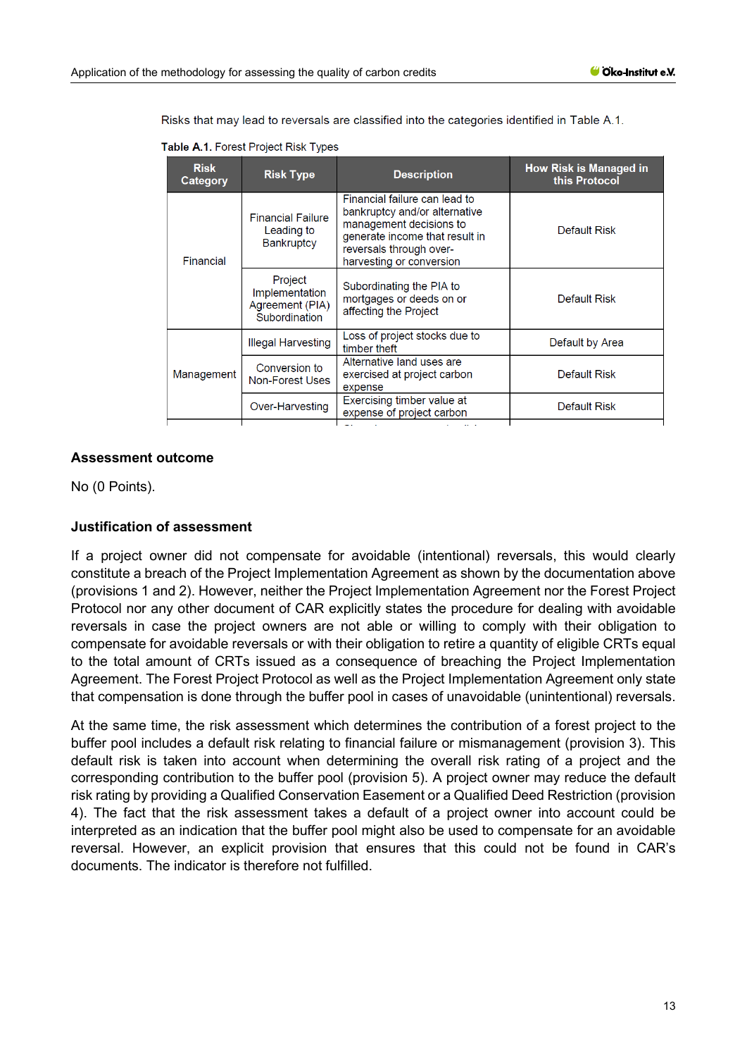Risks that may lead to reversals are classified into the categories identified in Table A.1.

**Table A.1.** Forest Project Risk Types

| Risk Category | Risk Type | Description | How Risk is Managed in this Protocol |
|---|---|---|---|
| Financial | Financial Failure Leading to Bankruptcy | Financial failure can lead to bankruptcy and/or alternative management decisions to generate income that result in reversals through over-harvesting or conversion | Default Risk |
| | Project Implementation Agreement (PIA) Subordination | Subordinating the PIA to mortgages or deeds on or affecting the Project | Default Risk |
| Management | Illegal Harvesting | Loss of project stocks due to timber theft | Default by Area |
| | Conversion to Non-Forest Uses | Alternative land uses are exercised at project carbon expense | Default Risk |
| | Over-Harvesting | Exercising timber value at expense of project carbon | Default Risk |

### Assessment outcome

No (0 Points).

### Justification of assessment

If a project owner did not compensate for avoidable (intentional) reversals, this would clearly constitute a breach of the Project Implementation Agreement as shown by the documentation above (provisions 1 and 2). However, neither the Project Implementation Agreement nor the Forest Project Protocol nor any other document of CAR explicitly states the procedure for dealing with avoidable reversals in case the project owners are not able or willing to comply with their obligation to compensate for avoidable reversals or with their obligation to retire a quantity of eligible CRTs equal to the total amount of CRTs issued as a consequence of breaching the Project Implementation Agreement. The Forest Project Protocol as well as the Project Implementation Agreement only state that compensation is done through the buffer pool in cases of unavoidable (unintentional) reversals.

At the same time, the risk assessment which determines the contribution of a forest project to the buffer pool includes a default risk relating to financial failure or mismanagement (provision 3). This default risk is taken into account when determining the overall risk rating of a project and the corresponding contribution to the buffer pool (provision 5). A project owner may reduce the default risk rating by providing a Qualified Conservation Easement or a Qualified Deed Restriction (provision 4). The fact that the risk assessment takes a default of a project owner into account could be interpreted as an indication that the buffer pool might also be used to compensate for an avoidable reversal. However, an explicit provision that ensures that this could not be found in CAR's documents. The indicator is therefore not fulfilled.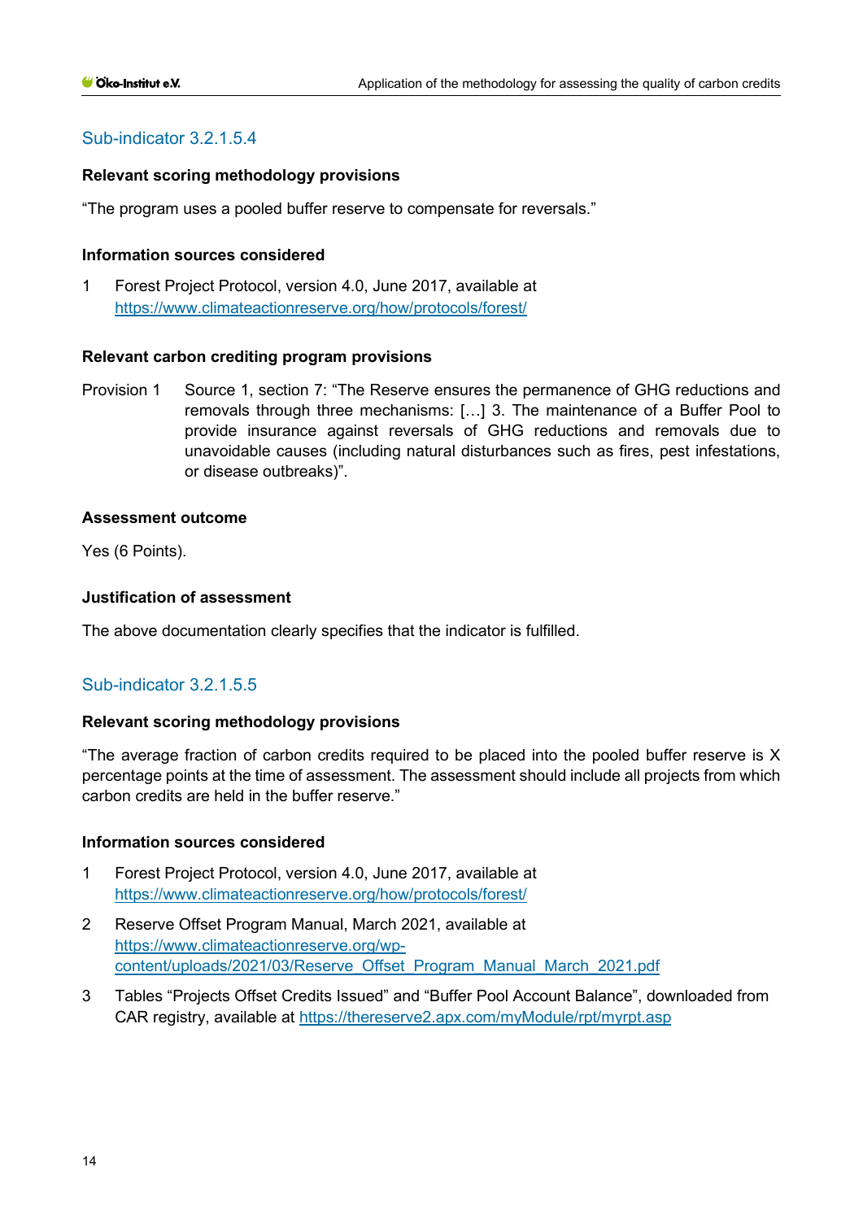### Sub-indicator 3.2.1.5.4

**Relevant scoring methodology provisions**

"The program uses a pooled buffer reserve to compensate for reversals."

**Information sources considered**

1 Forest Project Protocol, version 4.0, June 2017, available at https://www.climateactionreserve.org/how/protocols/forest/

**Relevant carbon crediting program provisions**

Provision 1 Source 1, section 7: "The Reserve ensures the permanence of GHG reductions and removals through three mechanisms: […] 3. The maintenance of a Buffer Pool to provide insurance against reversals of GHG reductions and removals due to unavoidable causes (including natural disturbances such as fires, pest infestations, or disease outbreaks)".

**Assessment outcome**

Yes (6 Points).

**Justification of assessment**

The above documentation clearly specifies that the indicator is fulfilled.

### Sub-indicator 3.2.1.5.5

**Relevant scoring methodology provisions**

"The average fraction of carbon credits required to be placed into the pooled buffer reserve is X percentage points at the time of assessment. The assessment should include all projects from which carbon credits are held in the buffer reserve."

**Information sources considered**

1 Forest Project Protocol, version 4.0, June 2017, available at https://www.climateactionreserve.org/how/protocols/forest/

2 Reserve Offset Program Manual, March 2021, available at https://www.climateactionreserve.org/wp-content/uploads/2021/03/Reserve_Offset_Program_Manual_March_2021.pdf

3 Tables "Projects Offset Credits Issued" and "Buffer Pool Account Balance", downloaded from CAR registry, available at https://thereserve2.apx.com/myModule/rpt/myrpt.asp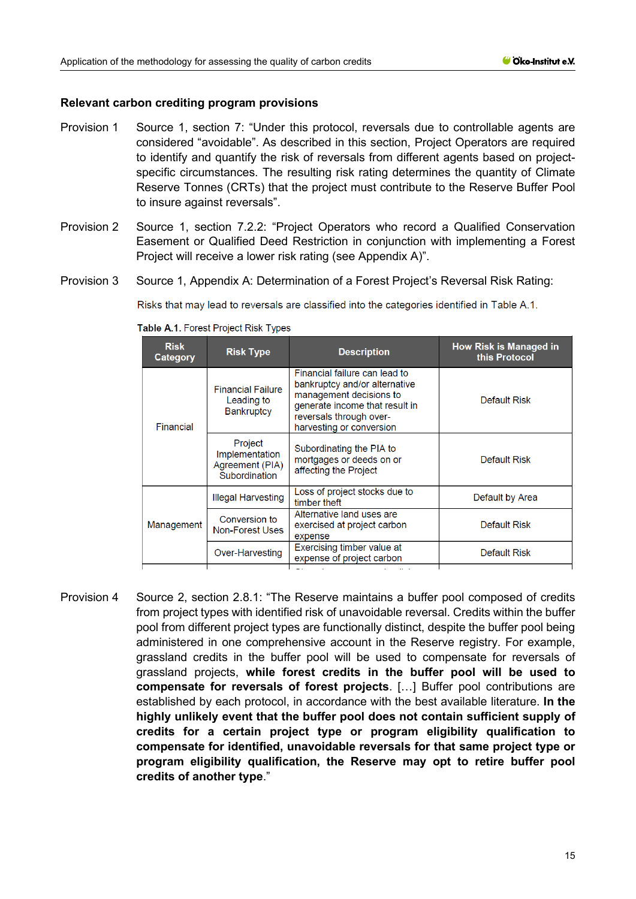### Relevant carbon crediting program provisions

Provision 1 Source 1, section 7: "Under this protocol, reversals due to controllable agents are considered "avoidable". As described in this section, Project Operators are required to identify and quantify the risk of reversals from different agents based on project-specific circumstances. The resulting risk rating determines the quantity of Climate Reserve Tonnes (CRTs) that the project must contribute to the Reserve Buffer Pool to insure against reversals".

Provision 2 Source 1, section 7.2.2: "Project Operators who record a Qualified Conservation Easement or Qualified Deed Restriction in conjunction with implementing a Forest Project will receive a lower risk rating (see Appendix A)".

Provision 3 Source 1, Appendix A: Determination of a Forest Project's Reversal Risk Rating:

Risks that may lead to reversals are classified into the categories identified in Table A.1.

**Table A.1.** Forest Project Risk Types

| Risk Category | Risk Type | Description | How Risk is Managed in this Protocol |
|---|---|---|---|
| Financial | Financial Failure Leading to Bankruptcy | Financial failure can lead to bankruptcy and/or alternative management decisions to generate income that result in reversals through over-harvesting or conversion | Default Risk |
| | Project Implementation Agreement (PIA) Subordination | Subordinating the PIA to mortgages or deeds on or affecting the Project | Default Risk |
| Management | Illegal Harvesting | Loss of project stocks due to timber theft | Default by Area |
| | Conversion to Non-Forest Uses | Alternative land uses are exercised at project carbon expense | Default Risk |
| | Over-Harvesting | Exercising timber value at expense of project carbon | Default Risk |

Provision 4 Source 2, section 2.8.1: "The Reserve maintains a buffer pool composed of credits from project types with identified risk of unavoidable reversal. Credits within the buffer pool from different project types are functionally distinct, despite the buffer pool being administered in one comprehensive account in the Reserve registry. For example, grassland credits in the buffer pool will be used to compensate for reversals of grassland projects, **while forest credits in the buffer pool will be used to compensate for reversals of forest projects**. […] Buffer pool contributions are established by each protocol, in accordance with the best available literature. **In the highly unlikely event that the buffer pool does not contain sufficient supply of credits for a certain project type or program eligibility qualification to compensate for identified, unavoidable reversals for that same project type or program eligibility qualification, the Reserve may opt to retire buffer pool credits of another type**."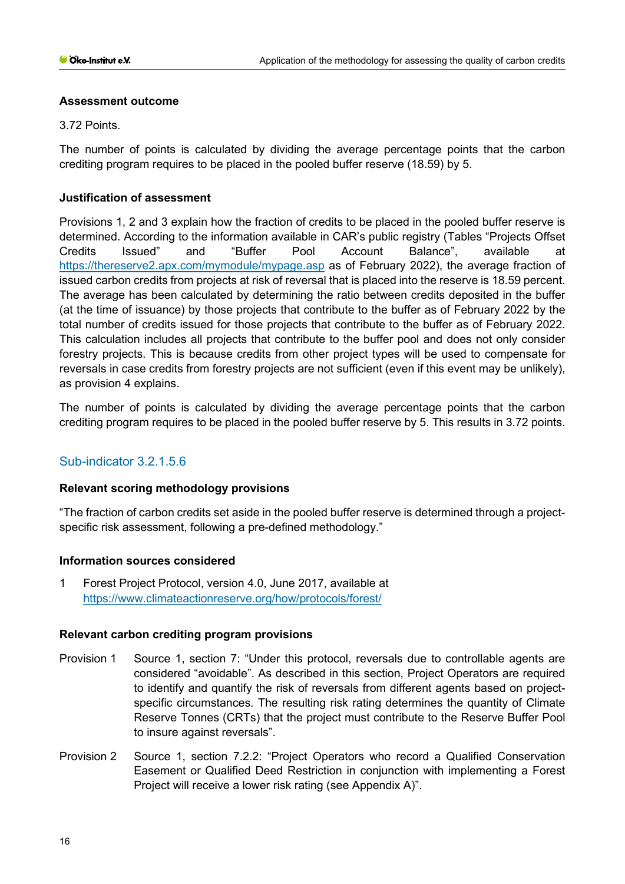**Assessment outcome**

3.72 Points.

The number of points is calculated by dividing the average percentage points that the carbon crediting program requires to be placed in the pooled buffer reserve (18.59) by 5.

**Justification of assessment**

Provisions 1, 2 and 3 explain how the fraction of credits to be placed in the pooled buffer reserve is determined. According to the information available in CAR's public registry (Tables "Projects Offset Credits Issued" and "Buffer Pool Account Balance", available at https://thereserve2.apx.com/mymodule/mypage.asp as of February 2022), the average fraction of issued carbon credits from projects at risk of reversal that is placed into the reserve is 18.59 percent. The average has been calculated by determining the ratio between credits deposited in the buffer (at the time of issuance) by those projects that contribute to the buffer as of February 2022 by the total number of credits issued for those projects that contribute to the buffer as of February 2022. This calculation includes all projects that contribute to the buffer pool and does not only consider forestry projects. This is because credits from other project types will be used to compensate for reversals in case credits from forestry projects are not sufficient (even if this event may be unlikely), as provision 4 explains.

The number of points is calculated by dividing the average percentage points that the carbon crediting program requires to be placed in the pooled buffer reserve by 5. This results in 3.72 points.

## Sub-indicator 3.2.1.5.6

**Relevant scoring methodology provisions**

"The fraction of carbon credits set aside in the pooled buffer reserve is determined through a project-specific risk assessment, following a pre-defined methodology."

**Information sources considered**

1 Forest Project Protocol, version 4.0, June 2017, available at https://www.climateactionreserve.org/how/protocols/forest/

**Relevant carbon crediting program provisions**

Provision 1 Source 1, section 7: "Under this protocol, reversals due to controllable agents are considered "avoidable". As described in this section, Project Operators are required to identify and quantify the risk of reversals from different agents based on project-specific circumstances. The resulting risk rating determines the quantity of Climate Reserve Tonnes (CRTs) that the project must contribute to the Reserve Buffer Pool to insure against reversals".

Provision 2 Source 1, section 7.2.2: "Project Operators who record a Qualified Conservation Easement or Qualified Deed Restriction in conjunction with implementing a Forest Project will receive a lower risk rating (see Appendix A)".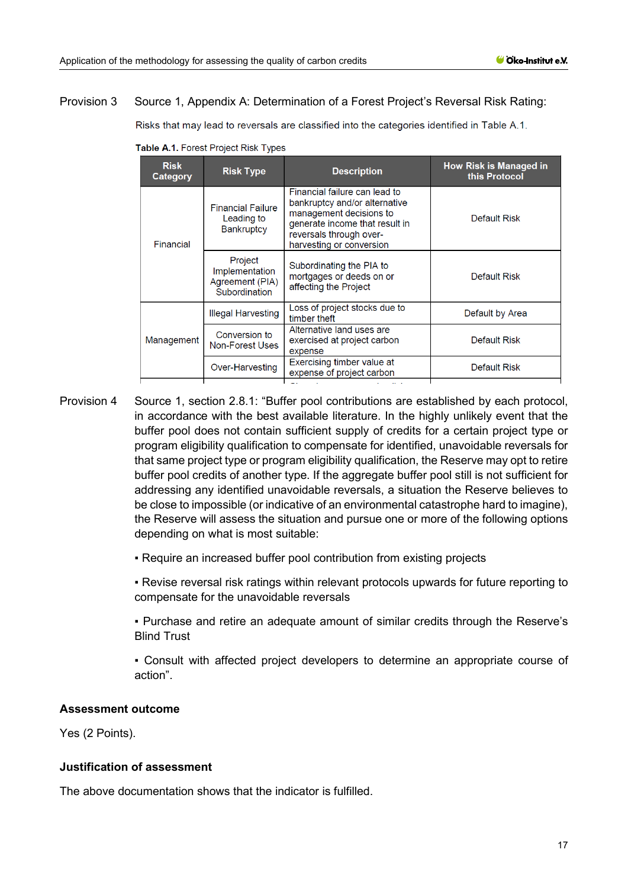Provision 3 Source 1, Appendix A: Determination of a Forest Project's Reversal Risk Rating:

Risks that may lead to reversals are classified into the categories identified in Table A.1.

**Table A.1.** Forest Project Risk Types

| Risk Category | Risk Type | Description | How Risk is Managed in this Protocol |
|---|---|---|---|
| Financial | Financial Failure Leading to Bankruptcy | Financial failure can lead to bankruptcy and/or alternative management decisions to generate income that result in reversals through over-harvesting or conversion | Default Risk |
| | Project Implementation Agreement (PIA) Subordination | Subordinating the PIA to mortgages or deeds on or affecting the Project | Default Risk |
| Management | Illegal Harvesting | Loss of project stocks due to timber theft | Default by Area |
| | Conversion to Non-Forest Uses | Alternative land uses are exercised at project carbon expense | Default Risk |
| | Over-Harvesting | Exercising timber value at expense of project carbon | Default Risk |

Provision 4 Source 1, section 2.8.1: "Buffer pool contributions are established by each protocol, in accordance with the best available literature. In the highly unlikely event that the buffer pool does not contain sufficient supply of credits for a certain project type or program eligibility qualification to compensate for identified, unavoidable reversals for that same project type or program eligibility qualification, the Reserve may opt to retire buffer pool credits of another type. If the aggregate buffer pool still is not sufficient for addressing any identified unavoidable reversals, a situation the Reserve believes to be close to impossible (or indicative of an environmental catastrophe hard to imagine), the Reserve will assess the situation and pursue one or more of the following options depending on what is most suitable:

▪ Require an increased buffer pool contribution from existing projects

▪ Revise reversal risk ratings within relevant protocols upwards for future reporting to compensate for the unavoidable reversals

▪ Purchase and retire an adequate amount of similar credits through the Reserve's Blind Trust

▪ Consult with affected project developers to determine an appropriate course of action".

**Assessment outcome**

Yes (2 Points).

**Justification of assessment**

The above documentation shows that the indicator is fulfilled.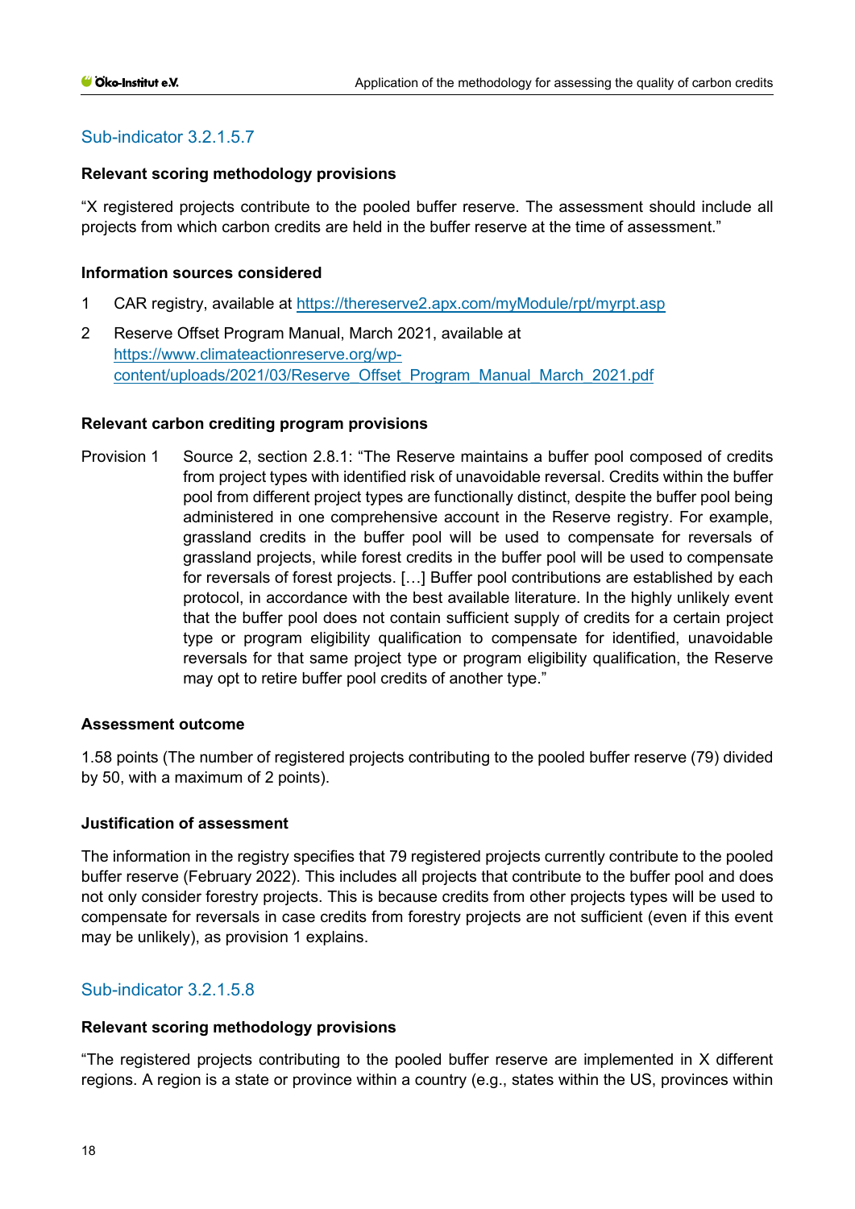## Sub-indicator 3.2.1.5.7

**Relevant scoring methodology provisions**

"X registered projects contribute to the pooled buffer reserve. The assessment should include all projects from which carbon credits are held in the buffer reserve at the time of assessment."

**Information sources considered**

1. CAR registry, available at https://thereserve2.apx.com/myModule/rpt/myrpt.asp
2. Reserve Offset Program Manual, March 2021, available at https://www.climateactionreserve.org/wp-content/uploads/2021/03/Reserve_Offset_Program_Manual_March_2021.pdf

**Relevant carbon crediting program provisions**

Provision 1 Source 2, section 2.8.1: "The Reserve maintains a buffer pool composed of credits from project types with identified risk of unavoidable reversal. Credits within the buffer pool from different project types are functionally distinct, despite the buffer pool being administered in one comprehensive account in the Reserve registry. For example, grassland credits in the buffer pool will be used to compensate for reversals of grassland projects, while forest credits in the buffer pool will be used to compensate for reversals of forest projects. […] Buffer pool contributions are established by each protocol, in accordance with the best available literature. In the highly unlikely event that the buffer pool does not contain sufficient supply of credits for a certain project type or program eligibility qualification to compensate for identified, unavoidable reversals for that same project type or program eligibility qualification, the Reserve may opt to retire buffer pool credits of another type."

**Assessment outcome**

1.58 points (The number of registered projects contributing to the pooled buffer reserve (79) divided by 50, with a maximum of 2 points).

**Justification of assessment**

The information in the registry specifies that 79 registered projects currently contribute to the pooled buffer reserve (February 2022). This includes all projects that contribute to the buffer pool and does not only consider forestry projects. This is because credits from other projects types will be used to compensate for reversals in case credits from forestry projects are not sufficient (even if this event may be unlikely), as provision 1 explains.

## Sub-indicator 3.2.1.5.8

**Relevant scoring methodology provisions**

"The registered projects contributing to the pooled buffer reserve are implemented in X different regions. A region is a state or province within a country (e.g., states within the US, provinces within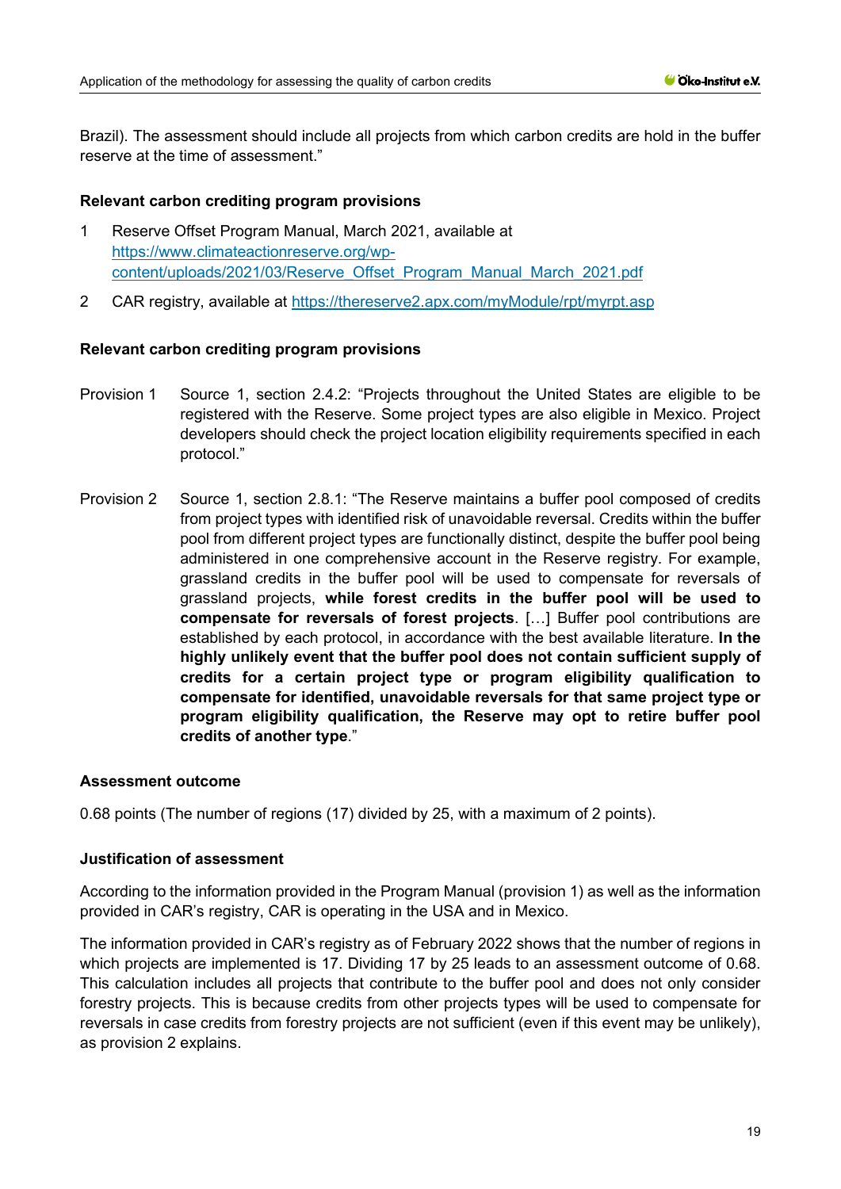Brazil). The assessment should include all projects from which carbon credits are hold in the buffer reserve at the time of assessment."

**Relevant carbon crediting program provisions**

1. Reserve Offset Program Manual, March 2021, available at https://www.climateactionreserve.org/wp-content/uploads/2021/03/Reserve_Offset_Program_Manual_March_2021.pdf
2. CAR registry, available at https://thereserve2.apx.com/myModule/rpt/myrpt.asp

**Relevant carbon crediting program provisions**

Provision 1 Source 1, section 2.4.2: "Projects throughout the United States are eligible to be registered with the Reserve. Some project types are also eligible in Mexico. Project developers should check the project location eligibility requirements specified in each protocol."

Provision 2 Source 1, section 2.8.1: "The Reserve maintains a buffer pool composed of credits from project types with identified risk of unavoidable reversal. Credits within the buffer pool from different project types are functionally distinct, despite the buffer pool being administered in one comprehensive account in the Reserve registry. For example, grassland credits in the buffer pool will be used to compensate for reversals of grassland projects, **while forest credits in the buffer pool will be used to compensate for reversals of forest projects**. […] Buffer pool contributions are established by each protocol, in accordance with the best available literature. **In the highly unlikely event that the buffer pool does not contain sufficient supply of credits for a certain project type or program eligibility qualification to compensate for identified, unavoidable reversals for that same project type or program eligibility qualification, the Reserve may opt to retire buffer pool credits of another type**."

**Assessment outcome**

0.68 points (The number of regions (17) divided by 25, with a maximum of 2 points).

**Justification of assessment**

According to the information provided in the Program Manual (provision 1) as well as the information provided in CAR's registry, CAR is operating in the USA and in Mexico.

The information provided in CAR's registry as of February 2022 shows that the number of regions in which projects are implemented is 17. Dividing 17 by 25 leads to an assessment outcome of 0.68. This calculation includes all projects that contribute to the buffer pool and does not only consider forestry projects. This is because credits from other projects types will be used to compensate for reversals in case credits from forestry projects are not sufficient (even if this event may be unlikely), as provision 2 explains.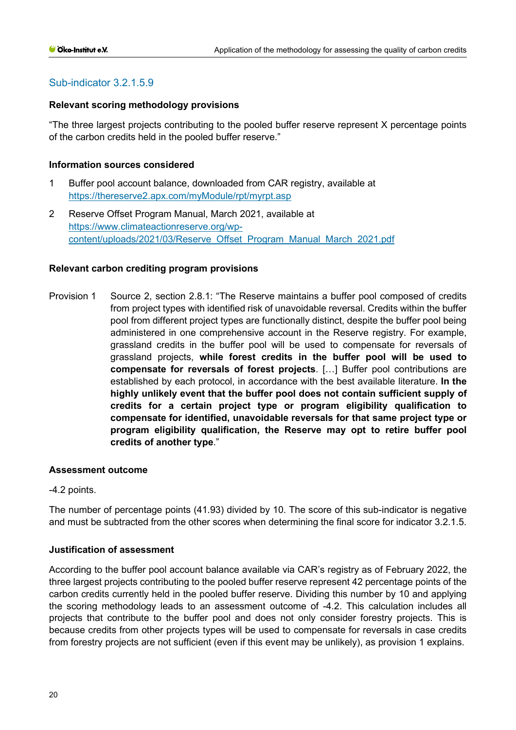### Sub-indicator 3.2.1.5.9

**Relevant scoring methodology provisions**

"The three largest projects contributing to the pooled buffer reserve represent X percentage points of the carbon credits held in the pooled buffer reserve."

**Information sources considered**

1. Buffer pool account balance, downloaded from CAR registry, available at https://thereserve2.apx.com/myModule/rpt/myrpt.asp
2. Reserve Offset Program Manual, March 2021, available at https://www.climateactionreserve.org/wp-content/uploads/2021/03/Reserve_Offset_Program_Manual_March_2021.pdf

**Relevant carbon crediting program provisions**

Provision 1 Source 2, section 2.8.1: "The Reserve maintains a buffer pool composed of credits from project types with identified risk of unavoidable reversal. Credits within the buffer pool from different project types are functionally distinct, despite the buffer pool being administered in one comprehensive account in the Reserve registry. For example, grassland credits in the buffer pool will be used to compensate for reversals of grassland projects, **while forest credits in the buffer pool will be used to compensate for reversals of forest projects**. […] Buffer pool contributions are established by each protocol, in accordance with the best available literature. **In the highly unlikely event that the buffer pool does not contain sufficient supply of credits for a certain project type or program eligibility qualification to compensate for identified, unavoidable reversals for that same project type or program eligibility qualification, the Reserve may opt to retire buffer pool credits of another type**."

**Assessment outcome**

-4.2 points.

The number of percentage points (41.93) divided by 10. The score of this sub-indicator is negative and must be subtracted from the other scores when determining the final score for indicator 3.2.1.5.

**Justification of assessment**

According to the buffer pool account balance available via CAR's registry as of February 2022, the three largest projects contributing to the pooled buffer reserve represent 42 percentage points of the carbon credits currently held in the pooled buffer reserve. Dividing this number by 10 and applying the scoring methodology leads to an assessment outcome of -4.2. This calculation includes all projects that contribute to the buffer pool and does not only consider forestry projects. This is because credits from other projects types will be used to compensate for reversals in case credits from forestry projects are not sufficient (even if this event may be unlikely), as provision 1 explains.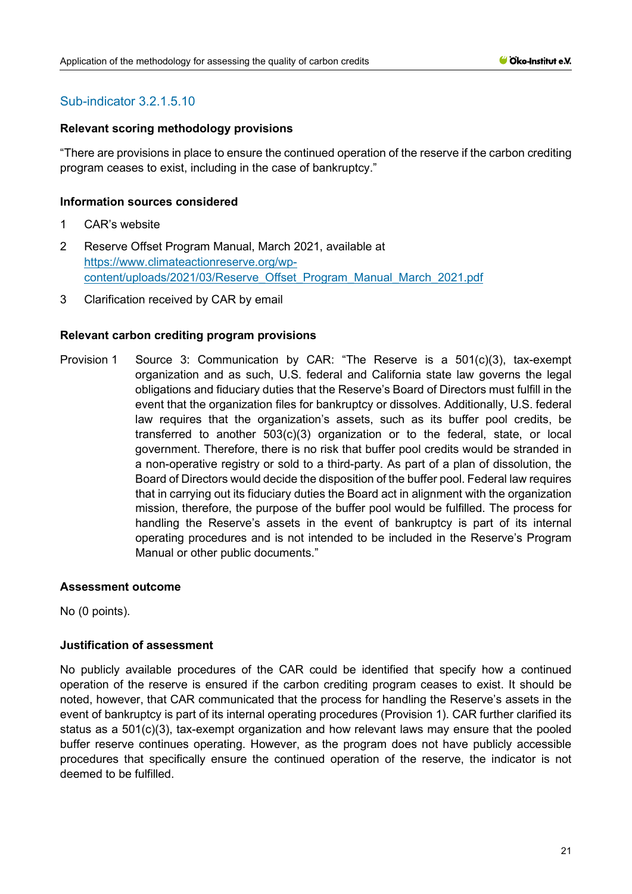### Sub-indicator 3.2.1.5.10

**Relevant scoring methodology provisions**

"There are provisions in place to ensure the continued operation of the reserve if the carbon crediting program ceases to exist, including in the case of bankruptcy."

**Information sources considered**

1. CAR's website
2. Reserve Offset Program Manual, March 2021, available at https://www.climateactionreserve.org/wp-content/uploads/2021/03/Reserve_Offset_Program_Manual_March_2021.pdf
3. Clarification received by CAR by email

**Relevant carbon crediting program provisions**

Provision 1 Source 3: Communication by CAR: "The Reserve is a 501(c)(3), tax-exempt organization and as such, U.S. federal and California state law governs the legal obligations and fiduciary duties that the Reserve's Board of Directors must fulfill in the event that the organization files for bankruptcy or dissolves. Additionally, U.S. federal law requires that the organization's assets, such as its buffer pool credits, be transferred to another 503(c)(3) organization or to the federal, state, or local government. Therefore, there is no risk that buffer pool credits would be stranded in a non-operative registry or sold to a third-party. As part of a plan of dissolution, the Board of Directors would decide the disposition of the buffer pool. Federal law requires that in carrying out its fiduciary duties the Board act in alignment with the organization mission, therefore, the purpose of the buffer pool would be fulfilled. The process for handling the Reserve's assets in the event of bankruptcy is part of its internal operating procedures and is not intended to be included in the Reserve's Program Manual or other public documents."

**Assessment outcome**

No (0 points).

**Justification of assessment**

No publicly available procedures of the CAR could be identified that specify how a continued operation of the reserve is ensured if the carbon crediting program ceases to exist. It should be noted, however, that CAR communicated that the process for handling the Reserve's assets in the event of bankruptcy is part of its internal operating procedures (Provision 1). CAR further clarified its status as a 501(c)(3), tax-exempt organization and how relevant laws may ensure that the pooled buffer reserve continues operating. However, as the program does not have publicly accessible procedures that specifically ensure the continued operation of the reserve, the indicator is not deemed to be fulfilled.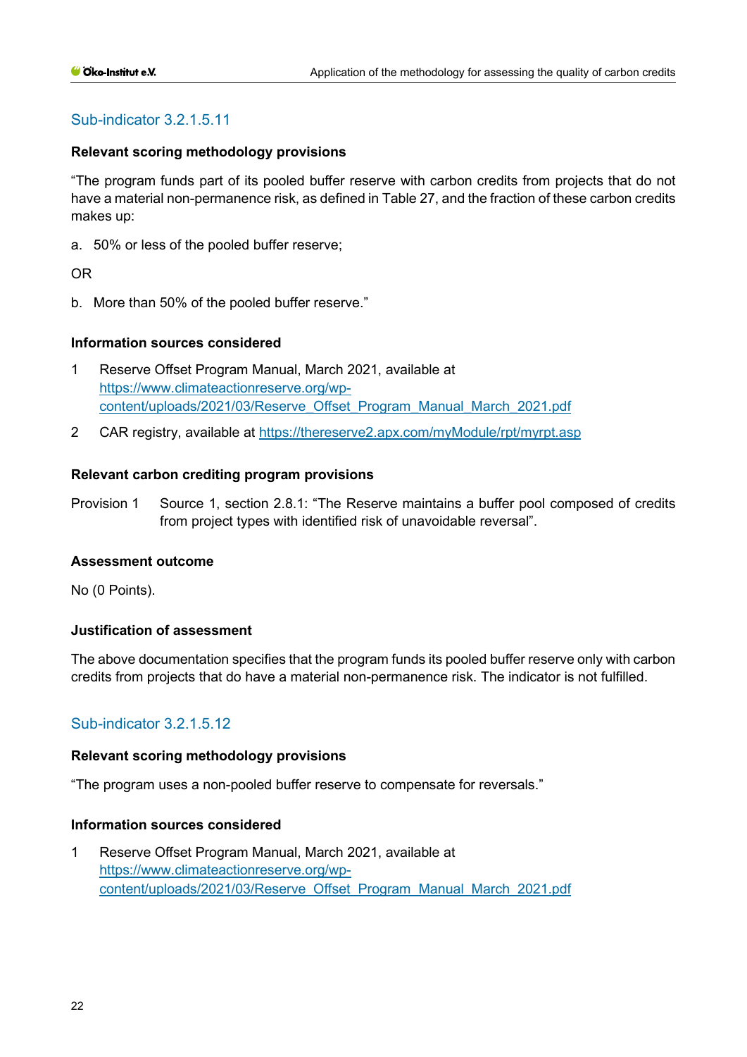### Sub-indicator 3.2.1.5.11

**Relevant scoring methodology provisions**

"The program funds part of its pooled buffer reserve with carbon credits from projects that do not have a material non-permanence risk, as defined in Table 27, and the fraction of these carbon credits makes up:

a. 50% or less of the pooled buffer reserve;

OR

b. More than 50% of the pooled buffer reserve."

**Information sources considered**

1 Reserve Offset Program Manual, March 2021, available at https://www.climateactionreserve.org/wp-content/uploads/2021/03/Reserve_Offset_Program_Manual_March_2021.pdf

2 CAR registry, available at https://thereserve2.apx.com/myModule/rpt/myrpt.asp

**Relevant carbon crediting program provisions**

Provision 1 Source 1, section 2.8.1: "The Reserve maintains a buffer pool composed of credits from project types with identified risk of unavoidable reversal".

**Assessment outcome**

No (0 Points).

**Justification of assessment**

The above documentation specifies that the program funds its pooled buffer reserve only with carbon credits from projects that do have a material non-permanence risk. The indicator is not fulfilled.

### Sub-indicator 3.2.1.5.12

**Relevant scoring methodology provisions**

"The program uses a non-pooled buffer reserve to compensate for reversals."

**Information sources considered**

1 Reserve Offset Program Manual, March 2021, available at https://www.climateactionreserve.org/wp-content/uploads/2021/03/Reserve_Offset_Program_Manual_March_2021.pdf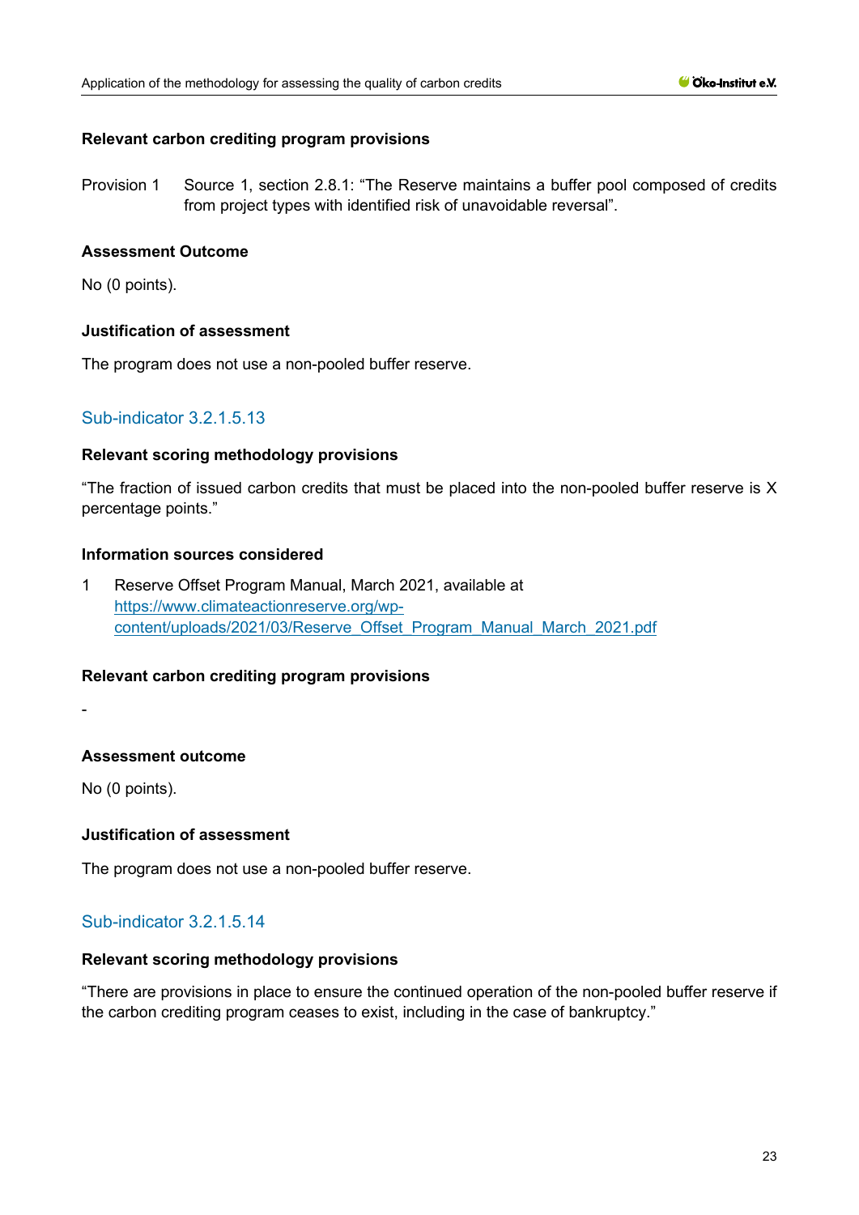#### Relevant carbon crediting program provisions

Provision 1 Source 1, section 2.8.1: "The Reserve maintains a buffer pool composed of credits from project types with identified risk of unavoidable reversal".

#### Assessment Outcome

No (0 points).

#### Justification of assessment

The program does not use a non-pooled buffer reserve.

### Sub-indicator 3.2.1.5.13

#### Relevant scoring methodology provisions

"The fraction of issued carbon credits that must be placed into the non-pooled buffer reserve is X percentage points."

#### Information sources considered

1 Reserve Offset Program Manual, March 2021, available at https://www.climateactionreserve.org/wp-content/uploads/2021/03/Reserve_Offset_Program_Manual_March_2021.pdf

#### Relevant carbon crediting program provisions

-

#### Assessment outcome

No (0 points).

#### Justification of assessment

The program does not use a non-pooled buffer reserve.

### Sub-indicator 3.2.1.5.14

#### Relevant scoring methodology provisions

"There are provisions in place to ensure the continued operation of the non-pooled buffer reserve if the carbon crediting program ceases to exist, including in the case of bankruptcy."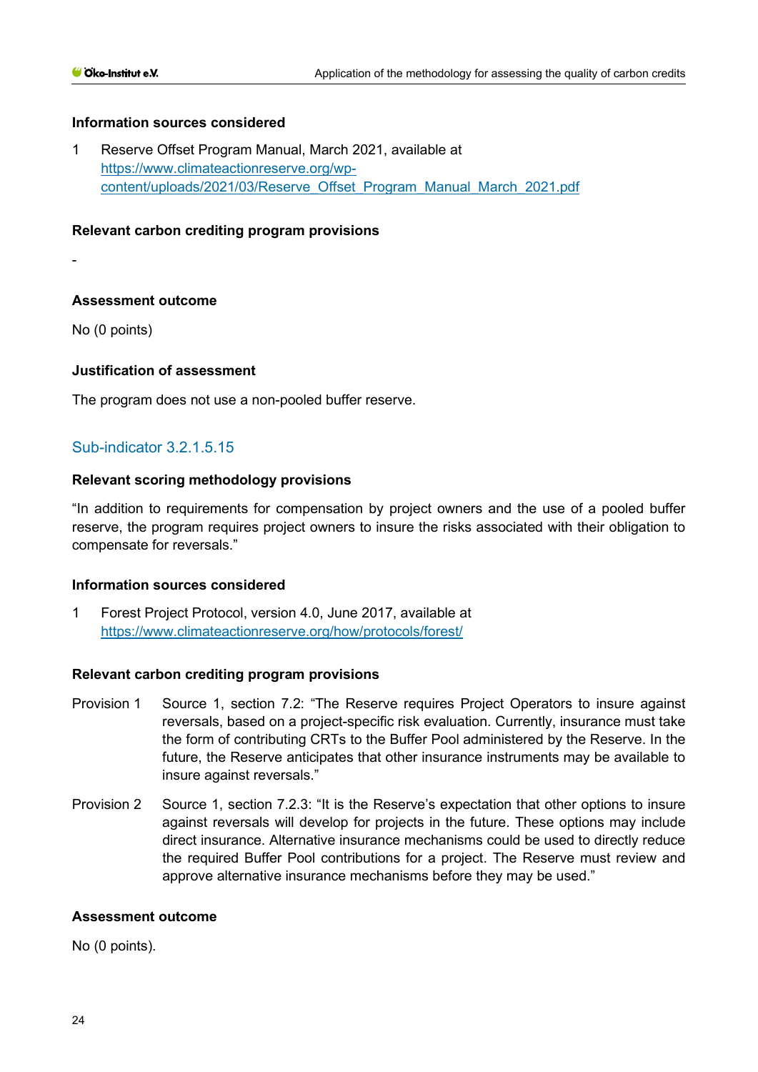#### Information sources considered

1 Reserve Offset Program Manual, March 2021, available at https://www.climateactionreserve.org/wp-content/uploads/2021/03/Reserve_Offset_Program_Manual_March_2021.pdf

#### Relevant carbon crediting program provisions

-

#### Assessment outcome

No (0 points)

#### Justification of assessment

The program does not use a non-pooled buffer reserve.

### Sub-indicator 3.2.1.5.15

#### Relevant scoring methodology provisions

"In addition to requirements for compensation by project owners and the use of a pooled buffer reserve, the program requires project owners to insure the risks associated with their obligation to compensate for reversals."

#### Information sources considered

1 Forest Project Protocol, version 4.0, June 2017, available at https://www.climateactionreserve.org/how/protocols/forest/

#### Relevant carbon crediting program provisions

Provision 1 Source 1, section 7.2: "The Reserve requires Project Operators to insure against reversals, based on a project-specific risk evaluation. Currently, insurance must take the form of contributing CRTs to the Buffer Pool administered by the Reserve. In the future, the Reserve anticipates that other insurance instruments may be available to insure against reversals."

Provision 2 Source 1, section 7.2.3: "It is the Reserve's expectation that other options to insure against reversals will develop for projects in the future. These options may include direct insurance. Alternative insurance mechanisms could be used to directly reduce the required Buffer Pool contributions for a project. The Reserve must review and approve alternative insurance mechanisms before they may be used."

#### Assessment outcome

No (0 points).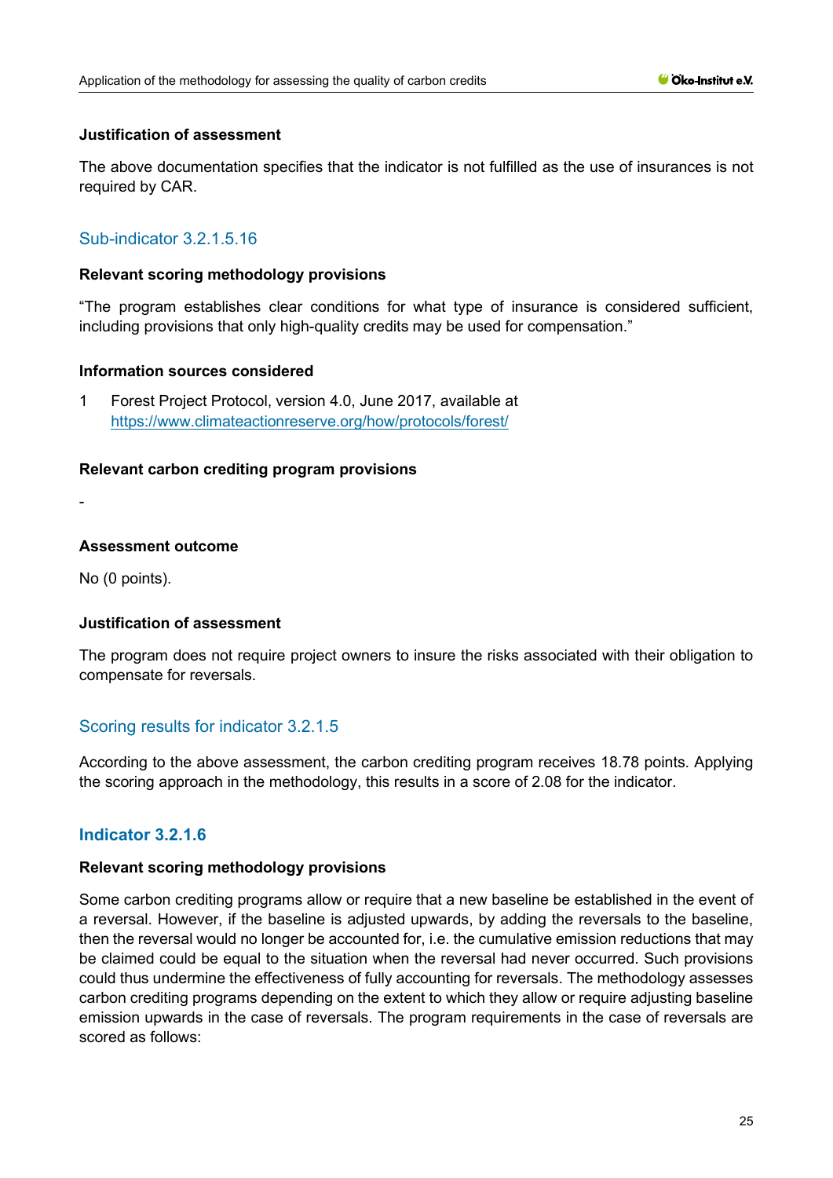#### Justification of assessment

The above documentation specifies that the indicator is not fulfilled as the use of insurances is not required by CAR.

### Sub-indicator 3.2.1.5.16

#### Relevant scoring methodology provisions

"The program establishes clear conditions for what type of insurance is considered sufficient, including provisions that only high-quality credits may be used for compensation."

#### Information sources considered

1 Forest Project Protocol, version 4.0, June 2017, available at https://www.climateactionreserve.org/how/protocols/forest/

#### Relevant carbon crediting program provisions

-

#### Assessment outcome

No (0 points).

#### Justification of assessment

The program does not require project owners to insure the risks associated with their obligation to compensate for reversals.

### Scoring results for indicator 3.2.1.5

According to the above assessment, the carbon crediting program receives 18.78 points. Applying the scoring approach in the methodology, this results in a score of 2.08 for the indicator.

## Indicator 3.2.1.6

#### Relevant scoring methodology provisions

Some carbon crediting programs allow or require that a new baseline be established in the event of a reversal. However, if the baseline is adjusted upwards, by adding the reversals to the baseline, then the reversal would no longer be accounted for, i.e. the cumulative emission reductions that may be claimed could be equal to the situation when the reversal had never occurred. Such provisions could thus undermine the effectiveness of fully accounting for reversals. The methodology assesses carbon crediting programs depending on the extent to which they allow or require adjusting baseline emission upwards in the case of reversals. The program requirements in the case of reversals are scored as follows: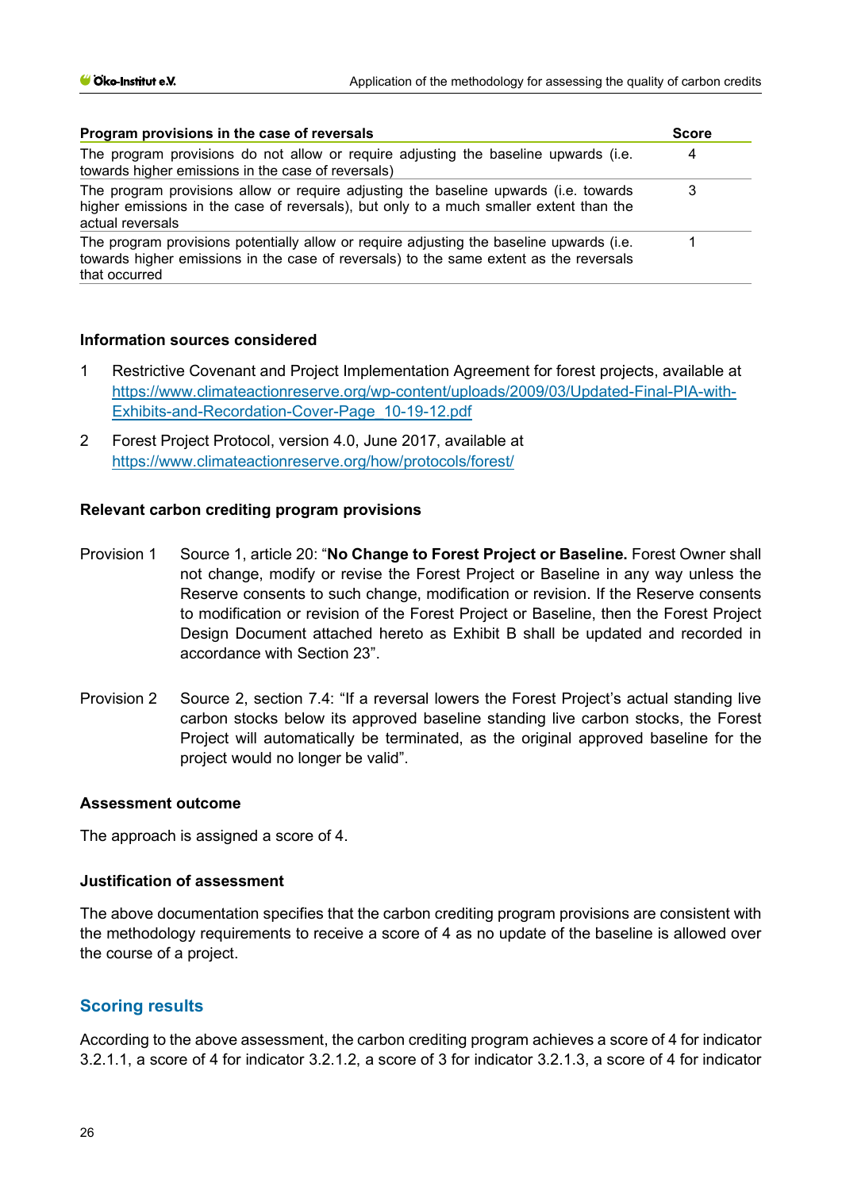| Program provisions in the case of reversals | Score |
|---|---|
| The program provisions do not allow or require adjusting the baseline upwards (i.e. towards higher emissions in the case of reversals) | 4 |
| The program provisions allow or require adjusting the baseline upwards (i.e. towards higher emissions in the case of reversals), but only to a much smaller extent than the actual reversals | 3 |
| The program provisions potentially allow or require adjusting the baseline upwards (i.e. towards higher emissions in the case of reversals) to the same extent as the reversals that occurred | 1 |

#### Information sources considered

1 Restrictive Covenant and Project Implementation Agreement for forest projects, available at https://www.climateactionreserve.org/wp-content/uploads/2009/03/Updated-Final-PIA-with-Exhibits-and-Recordation-Cover-Page_10-19-12.pdf

2 Forest Project Protocol, version 4.0, June 2017, available at https://www.climateactionreserve.org/how/protocols/forest/

#### Relevant carbon crediting program provisions

Provision 1 Source 1, article 20: "**No Change to Forest Project or Baseline.** Forest Owner shall not change, modify or revise the Forest Project or Baseline in any way unless the Reserve consents to such change, modification or revision. If the Reserve consents to modification or revision of the Forest Project or Baseline, then the Forest Project Design Document attached hereto as Exhibit B shall be updated and recorded in accordance with Section 23".

Provision 2 Source 2, section 7.4: "If a reversal lowers the Forest Project's actual standing live carbon stocks below its approved baseline standing live carbon stocks, the Forest Project will automatically be terminated, as the original approved baseline for the project would no longer be valid".

#### Assessment outcome

The approach is assigned a score of 4.

#### Justification of assessment

The above documentation specifies that the carbon crediting program provisions are consistent with the methodology requirements to receive a score of 4 as no update of the baseline is allowed over the course of a project.

### Scoring results

According to the above assessment, the carbon crediting program achieves a score of 4 for indicator 3.2.1.1, a score of 4 for indicator 3.2.1.2, a score of 3 for indicator 3.2.1.3, a score of 4 for indicator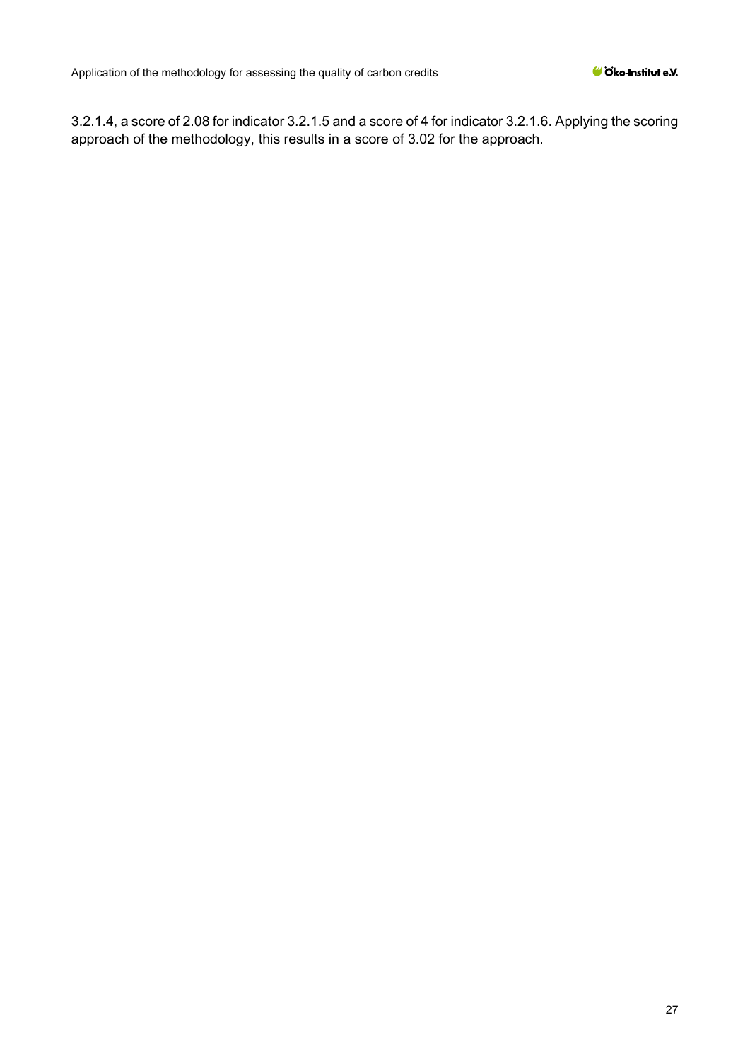3.2.1.4, a score of 2.08 for indicator 3.2.1.5 and a score of 4 for indicator 3.2.1.6. Applying the scoring approach of the methodology, this results in a score of 3.02 for the approach.